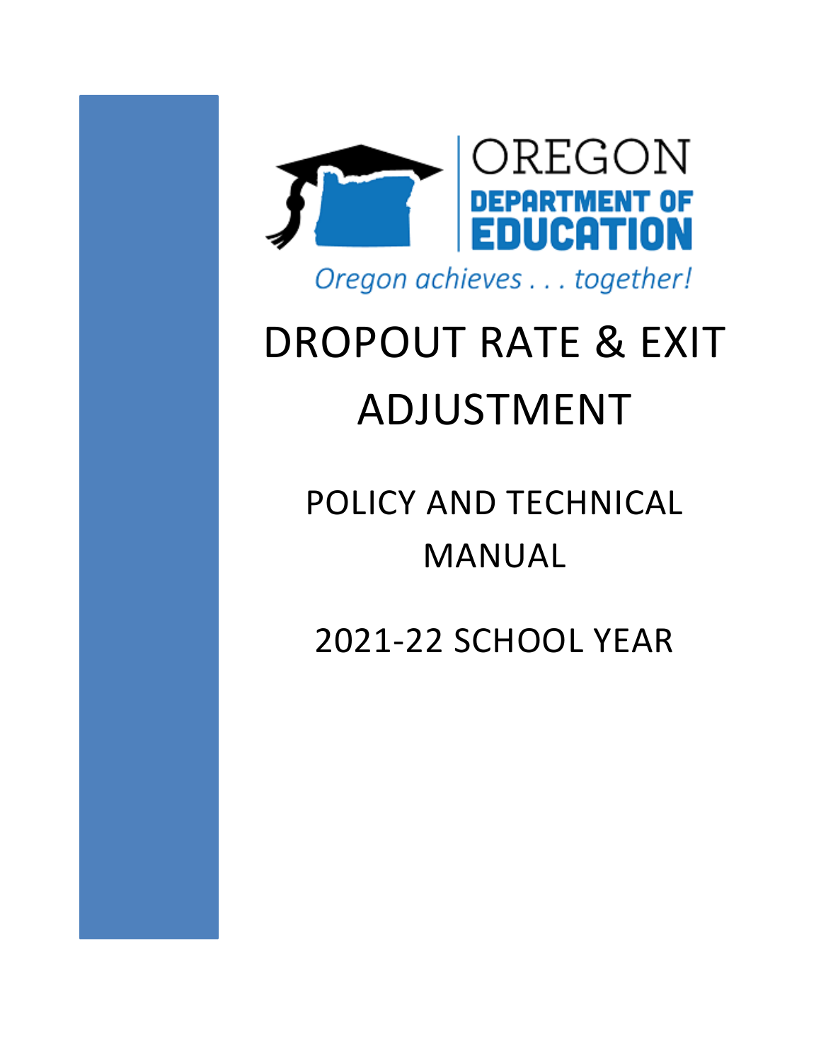OREGON
DEPARTMENT OF EDUCATION

*Oregon achieves . . . together!*

# DROPOUT RATE & EXIT ADJUSTMENT

## POLICY AND TECHNICAL MANUAL

## 2021-22 SCHOOL YEAR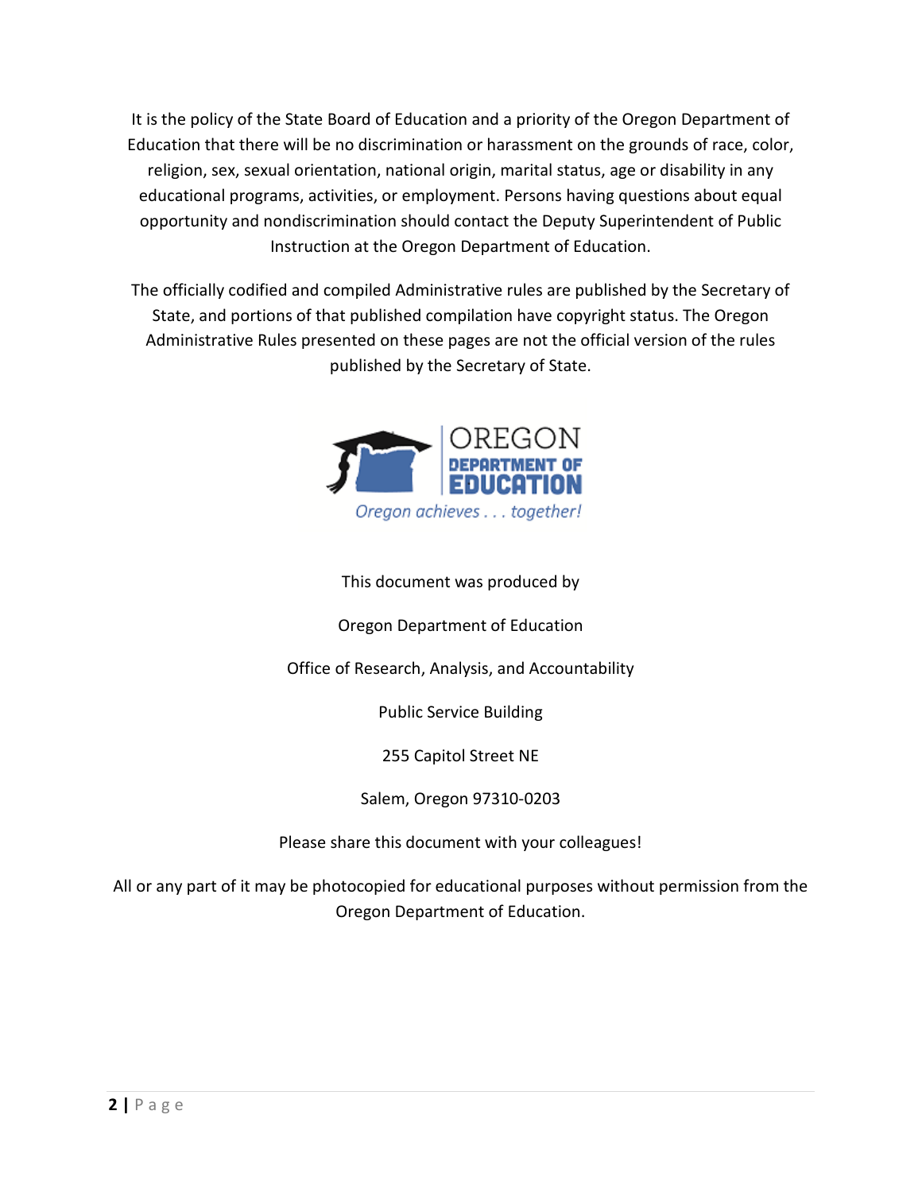It is the policy of the State Board of Education and a priority of the Oregon Department of Education that there will be no discrimination or harassment on the grounds of race, color, religion, sex, sexual orientation, national origin, marital status, age or disability in any educational programs, activities, or employment. Persons having questions about equal opportunity and nondiscrimination should contact the Deputy Superintendent of Public Instruction at the Oregon Department of Education.

The officially codified and compiled Administrative rules are published by the Secretary of State, and portions of that published compilation have copyright status. The Oregon Administrative Rules presented on these pages are not the official version of the rules published by the Secretary of State.

OREGON DEPARTMENT OF EDUCATION

*Oregon achieves . . . together!*

This document was produced by

Oregon Department of Education

Office of Research, Analysis, and Accountability

Public Service Building

255 Capitol Street NE

Salem, Oregon 97310-0203

Please share this document with your colleagues!

All or any part of it may be photocopied for educational purposes without permission from the Oregon Department of Education.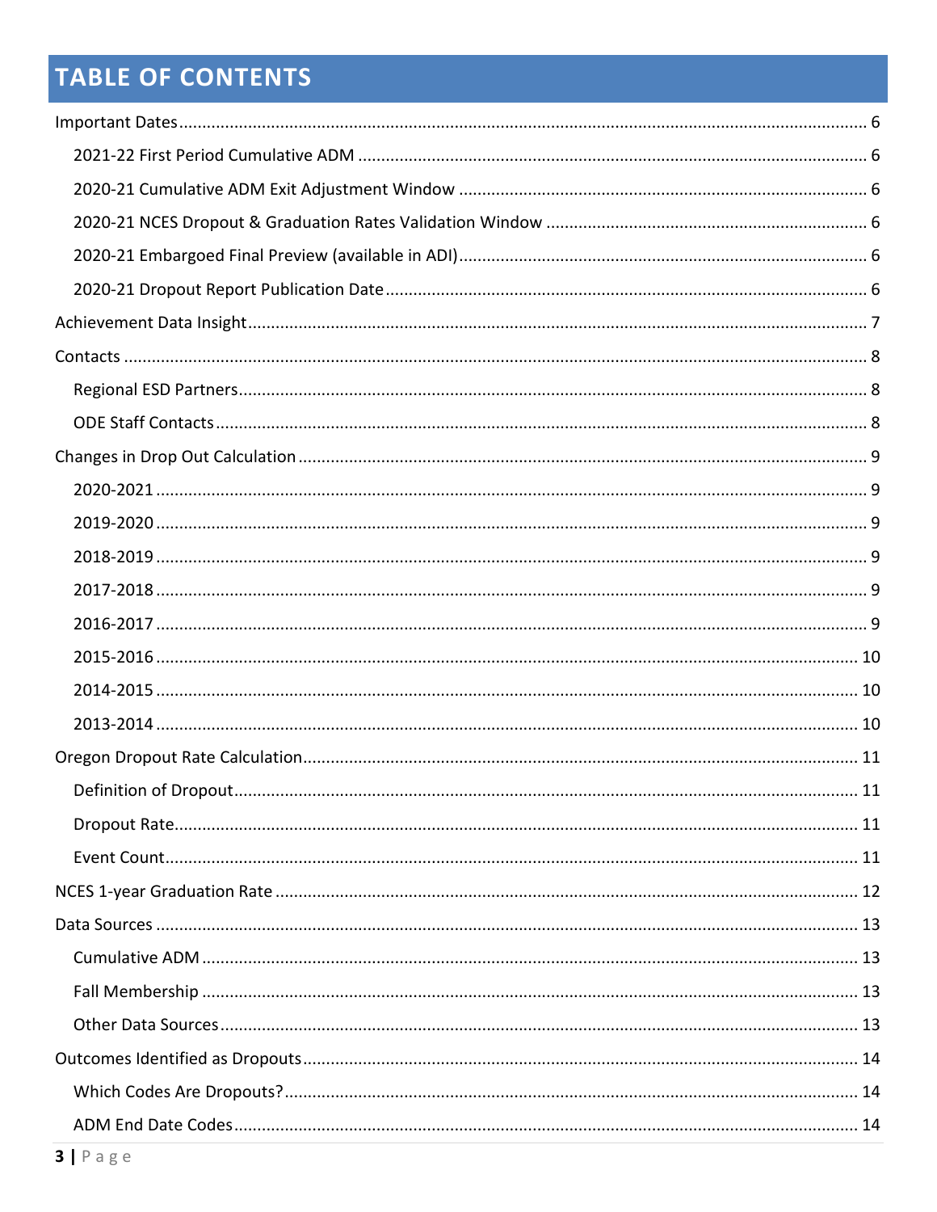# TABLE OF CONTENTS

- Important Dates ........ 6
  - 2021-22 First Period Cumulative ADM ........ 6
  - 2020-21 Cumulative ADM Exit Adjustment Window ........ 6
  - 2020-21 NCES Dropout & Graduation Rates Validation Window ........ 6
  - 2020-21 Embargoed Final Preview (available in ADI) ........ 6
  - 2020-21 Dropout Report Publication Date ........ 6
- Achievement Data Insight ........ 7
- Contacts ........ 8
  - Regional ESD Partners ........ 8
  - ODE Staff Contacts ........ 8
- Changes in Drop Out Calculation ........ 9
  - 2020-2021 ........ 9
  - 2019-2020 ........ 9
  - 2018-2019 ........ 9
  - 2017-2018 ........ 9
  - 2016-2017 ........ 9
  - 2015-2016 ........ 10
  - 2014-2015 ........ 10
  - 2013-2014 ........ 10
- Oregon Dropout Rate Calculation ........ 11
  - Definition of Dropout ........ 11
  - Dropout Rate ........ 11
  - Event Count ........ 11
- NCES 1-year Graduation Rate ........ 12
- Data Sources ........ 13
  - Cumulative ADM ........ 13
  - Fall Membership ........ 13
  - Other Data Sources ........ 13
- Outcomes Identified as Dropouts ........ 14
  - Which Codes Are Dropouts? ........ 14
  - ADM End Date Codes ........ 14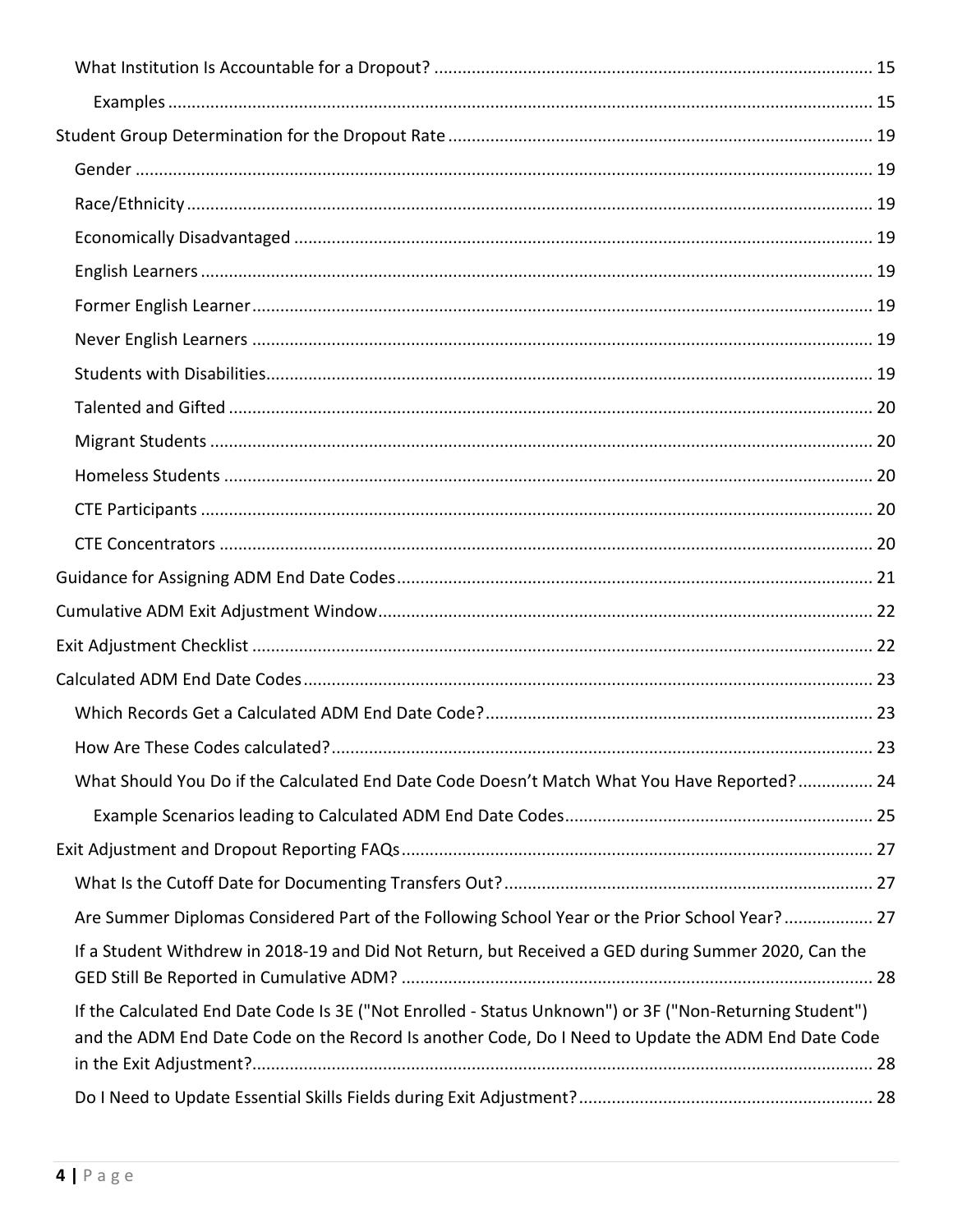- What Institution Is Accountable for a Dropout? ... 15
  - Examples ... 15
- Student Group Determination for the Dropout Rate ... 19
  - Gender ... 19
  - Race/Ethnicity ... 19
  - Economically Disadvantaged ... 19
  - English Learners ... 19
  - Former English Learner ... 19
  - Never English Learners ... 19
  - Students with Disabilities ... 19
  - Talented and Gifted ... 20
  - Migrant Students ... 20
  - Homeless Students ... 20
  - CTE Participants ... 20
  - CTE Concentrators ... 20
- Guidance for Assigning ADM End Date Codes ... 21
- Cumulative ADM Exit Adjustment Window ... 22
- Exit Adjustment Checklist ... 22
- Calculated ADM End Date Codes ... 23
  - Which Records Get a Calculated ADM End Date Code? ... 23
  - How Are These Codes calculated? ... 23
  - What Should You Do if the Calculated End Date Code Doesn't Match What You Have Reported? ... 24
    - Example Scenarios leading to Calculated ADM End Date Codes ... 25
- Exit Adjustment and Dropout Reporting FAQs ... 27
  - What Is the Cutoff Date for Documenting Transfers Out? ... 27
  - Are Summer Diplomas Considered Part of the Following School Year or the Prior School Year? ... 27
  - If a Student Withdrew in 2018-19 and Did Not Return, but Received a GED during Summer 2020, Can the GED Still Be Reported in Cumulative ADM? ... 28
  - If the Calculated End Date Code Is 3E ("Not Enrolled - Status Unknown") or 3F ("Non-Returning Student") and the ADM End Date Code on the Record Is another Code, Do I Need to Update the ADM End Date Code in the Exit Adjustment? ... 28
  - Do I Need to Update Essential Skills Fields during Exit Adjustment? ... 28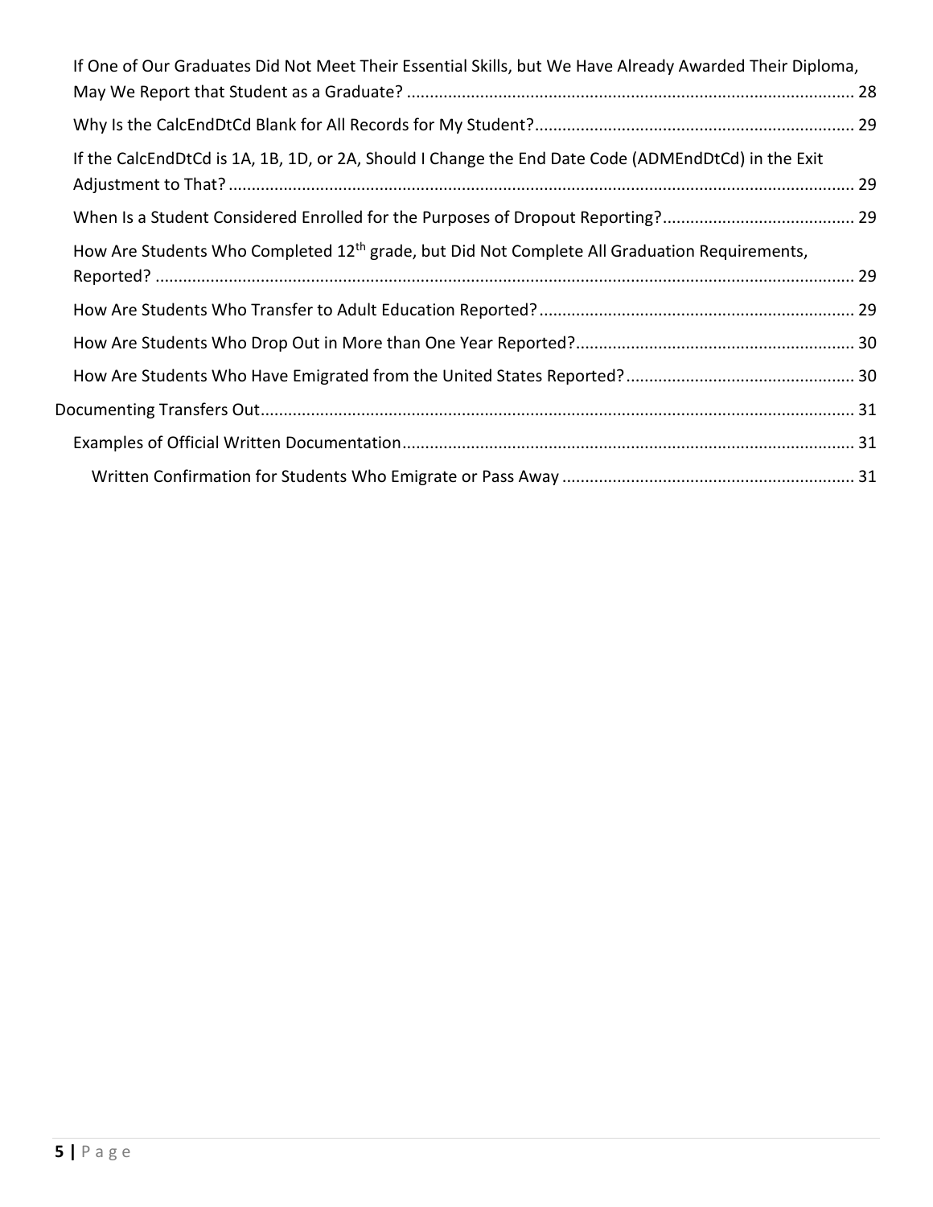If One of Our Graduates Did Not Meet Their Essential Skills, but We Have Already Awarded Their Diploma, May We Report that Student as a Graduate? ..... 28

Why Is the CalcEndDtCd Blank for All Records for My Student? ..... 29

If the CalcEndDtCd is 1A, 1B, 1D, or 2A, Should I Change the End Date Code (ADMEndDtCd) in the Exit Adjustment to That? ..... 29

When Is a Student Considered Enrolled for the Purposes of Dropout Reporting? ..... 29

How Are Students Who Completed 12th grade, but Did Not Complete All Graduation Requirements, Reported? ..... 29

How Are Students Who Transfer to Adult Education Reported? ..... 29

How Are Students Who Drop Out in More than One Year Reported? ..... 30

How Are Students Who Have Emigrated from the United States Reported? ..... 30

Documenting Transfers Out ..... 31

Examples of Official Written Documentation ..... 31

Written Confirmation for Students Who Emigrate or Pass Away ..... 31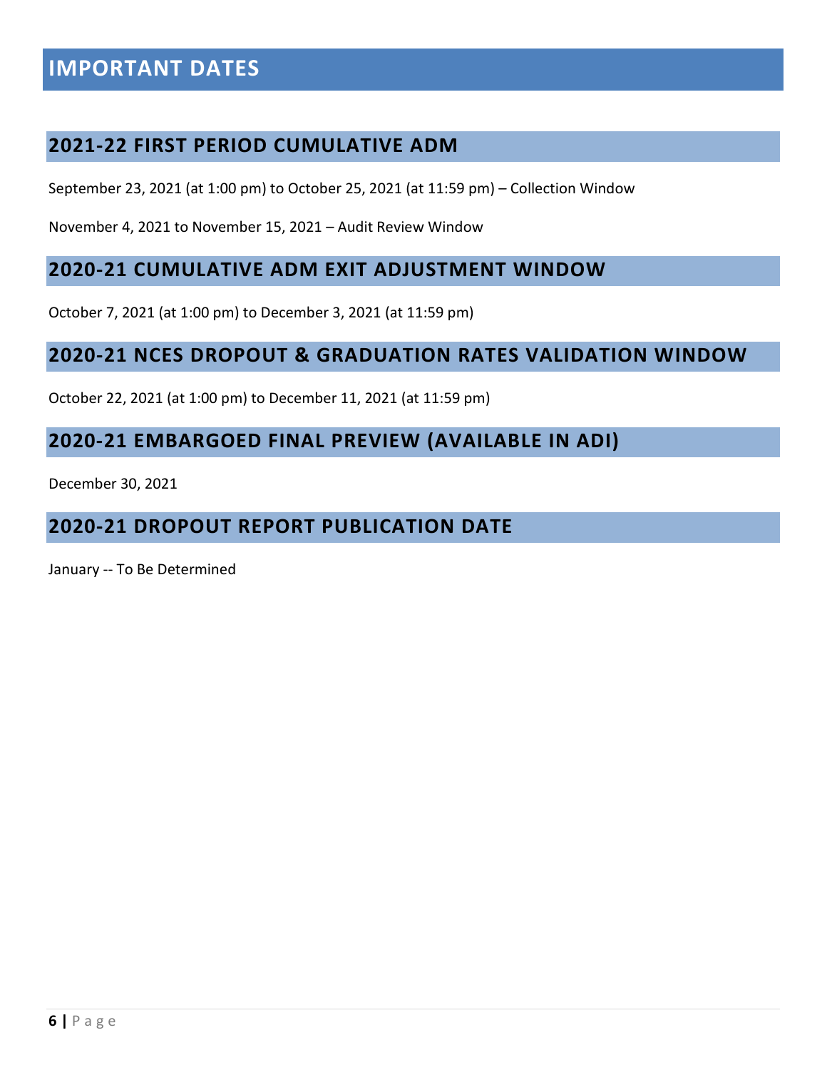# IMPORTANT DATES

## 2021-22 FIRST PERIOD CUMULATIVE ADM

September 23, 2021 (at 1:00 pm) to October 25, 2021 (at 11:59 pm) – Collection Window

November 4, 2021 to November 15, 2021 – Audit Review Window

## 2020-21 CUMULATIVE ADM EXIT ADJUSTMENT WINDOW

October 7, 2021 (at 1:00 pm) to December 3, 2021 (at 11:59 pm)

## 2020-21 NCES DROPOUT & GRADUATION RATES VALIDATION WINDOW

October 22, 2021 (at 1:00 pm) to December 11, 2021 (at 11:59 pm)

## 2020-21 EMBARGOED FINAL PREVIEW (AVAILABLE IN ADI)

December 30, 2021

## 2020-21 DROPOUT REPORT PUBLICATION DATE

January -- To Be Determined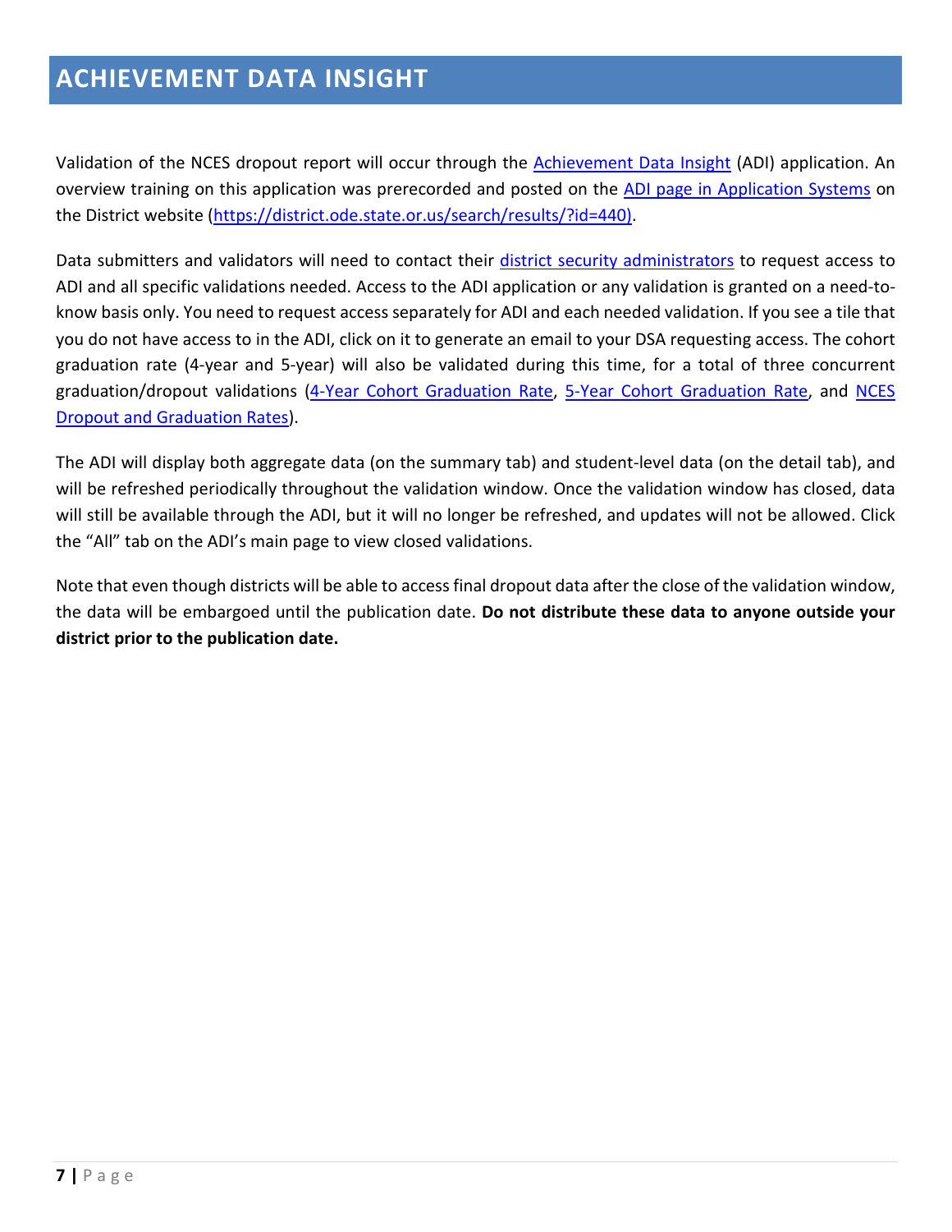# ACHIEVEMENT DATA INSIGHT

Validation of the NCES dropout report will occur through the Achievement Data Insight (ADI) application. An overview training on this application was prerecorded and posted on the ADI page in Application Systems on the District website (https://district.ode.state.or.us/search/results/?id=440).

Data submitters and validators will need to contact their district security administrators to request access to ADI and all specific validations needed. Access to the ADI application or any validation is granted on a need-to-know basis only. You need to request access separately for ADI and each needed validation. If you see a tile that you do not have access to in the ADI, click on it to generate an email to your DSA requesting access. The cohort graduation rate (4-year and 5-year) will also be validated during this time, for a total of three concurrent graduation/dropout validations (4-Year Cohort Graduation Rate, 5-Year Cohort Graduation Rate, and NCES Dropout and Graduation Rates).

The ADI will display both aggregate data (on the summary tab) and student-level data (on the detail tab), and will be refreshed periodically throughout the validation window. Once the validation window has closed, data will still be available through the ADI, but it will no longer be refreshed, and updates will not be allowed. Click the "All" tab on the ADI's main page to view closed validations.

Note that even though districts will be able to access final dropout data after the close of the validation window, the data will be embargoed until the publication date. **Do not distribute these data to anyone outside your district prior to the publication date.**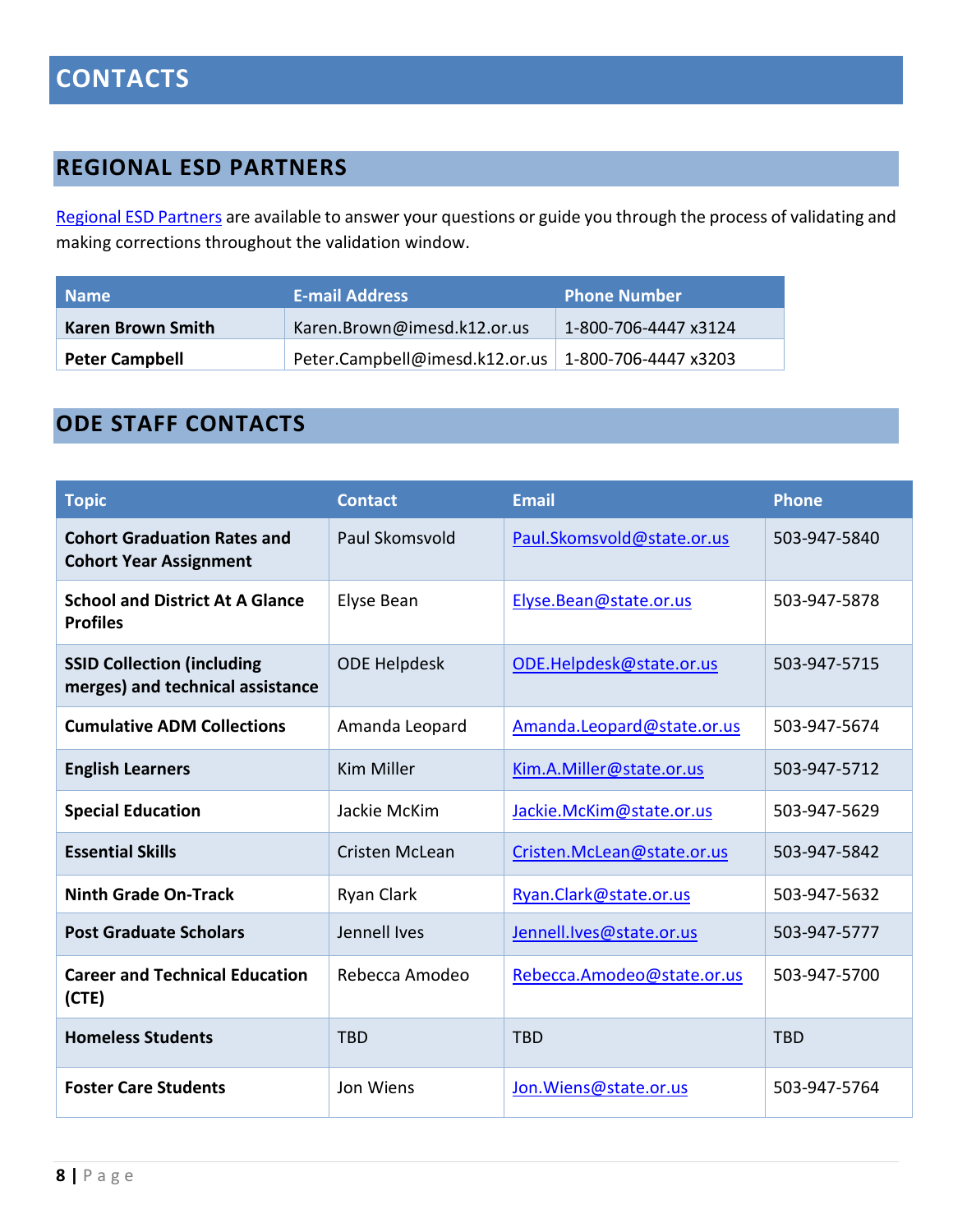# CONTACTS

## REGIONAL ESD PARTNERS

Regional ESD Partners are available to answer your questions or guide you through the process of validating and making corrections throughout the validation window.

| Name | E-mail Address | Phone Number |
|---|---|---|
| **Karen Brown Smith** | Karen.Brown@imesd.k12.or.us | 1-800-706-4447 x3124 |
| **Peter Campbell** | Peter.Campbell@imesd.k12.or.us | 1-800-706-4447 x3203 |

## ODE STAFF CONTACTS

| Topic | Contact | Email | Phone |
|---|---|---|---|
| **Cohort Graduation Rates and Cohort Year Assignment** | Paul Skomsvold | Paul.Skomsvold@state.or.us | 503-947-5840 |
| **School and District At A Glance Profiles** | Elyse Bean | Elyse.Bean@state.or.us | 503-947-5878 |
| **SSID Collection (including merges) and technical assistance** | ODE Helpdesk | ODE.Helpdesk@state.or.us | 503-947-5715 |
| **Cumulative ADM Collections** | Amanda Leopard | Amanda.Leopard@state.or.us | 503-947-5674 |
| **English Learners** | Kim Miller | Kim.A.Miller@state.or.us | 503-947-5712 |
| **Special Education** | Jackie McKim | Jackie.McKim@state.or.us | 503-947-5629 |
| **Essential Skills** | Cristen McLean | Cristen.McLean@state.or.us | 503-947-5842 |
| **Ninth Grade On-Track** | Ryan Clark | Ryan.Clark@state.or.us | 503-947-5632 |
| **Post Graduate Scholars** | Jennell Ives | Jennell.Ives@state.or.us | 503-947-5777 |
| **Career and Technical Education (CTE)** | Rebecca Amodeo | Rebecca.Amodeo@state.or.us | 503-947-5700 |
| **Homeless Students** | TBD | TBD | TBD |
| **Foster Care Students** | Jon Wiens | Jon.Wiens@state.or.us | 503-947-5764 |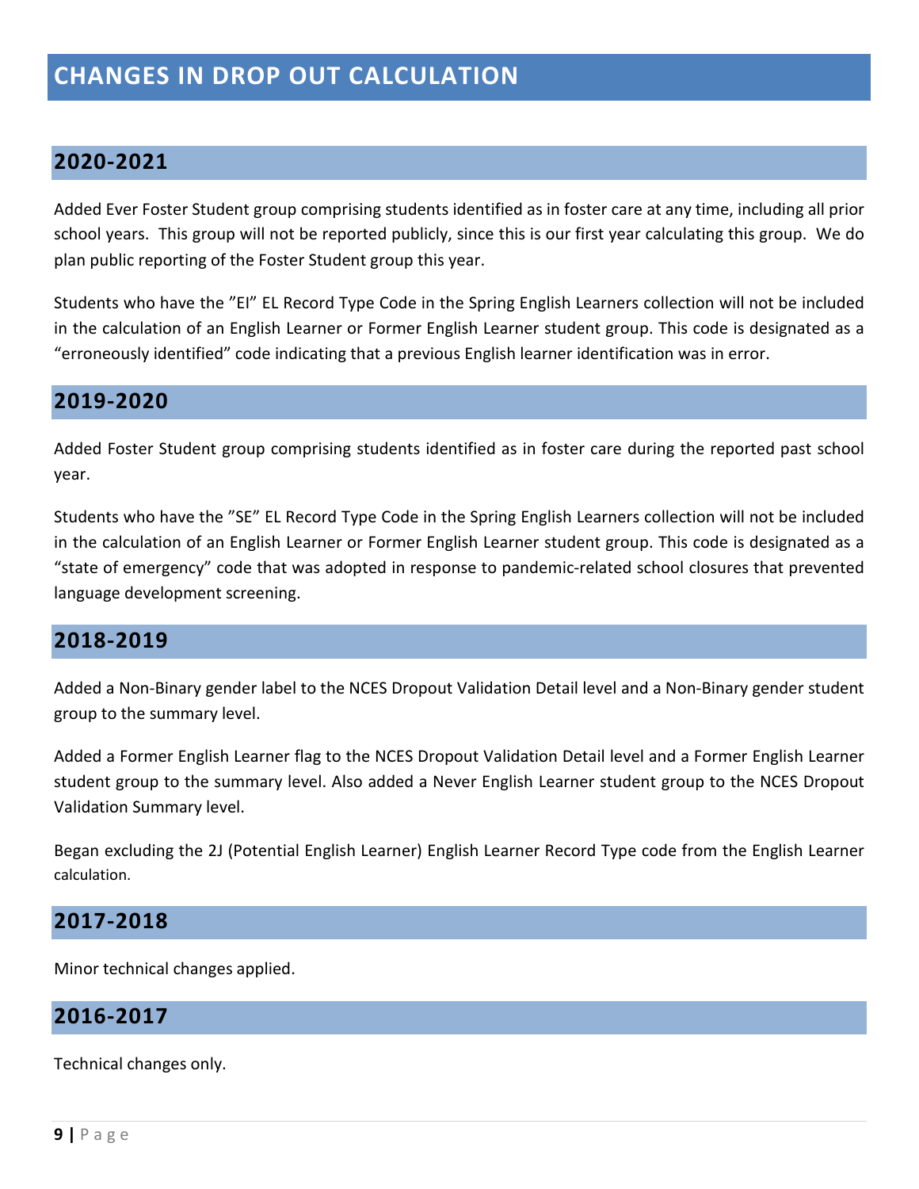# CHANGES IN DROP OUT CALCULATION

## 2020-2021

Added Ever Foster Student group comprising students identified as in foster care at any time, including all prior school years. This group will not be reported publicly, since this is our first year calculating this group. We do plan public reporting of the Foster Student group this year.

Students who have the "EI" EL Record Type Code in the Spring English Learners collection will not be included in the calculation of an English Learner or Former English Learner student group. This code is designated as a "erroneously identified" code indicating that a previous English learner identification was in error.

## 2019-2020

Added Foster Student group comprising students identified as in foster care during the reported past school year.

Students who have the "SE" EL Record Type Code in the Spring English Learners collection will not be included in the calculation of an English Learner or Former English Learner student group. This code is designated as a "state of emergency" code that was adopted in response to pandemic-related school closures that prevented language development screening.

## 2018-2019

Added a Non-Binary gender label to the NCES Dropout Validation Detail level and a Non-Binary gender student group to the summary level.

Added a Former English Learner flag to the NCES Dropout Validation Detail level and a Former English Learner student group to the summary level. Also added a Never English Learner student group to the NCES Dropout Validation Summary level.

Began excluding the 2J (Potential English Learner) English Learner Record Type code from the English Learner calculation.

## 2017-2018

Minor technical changes applied.

## 2016-2017

Technical changes only.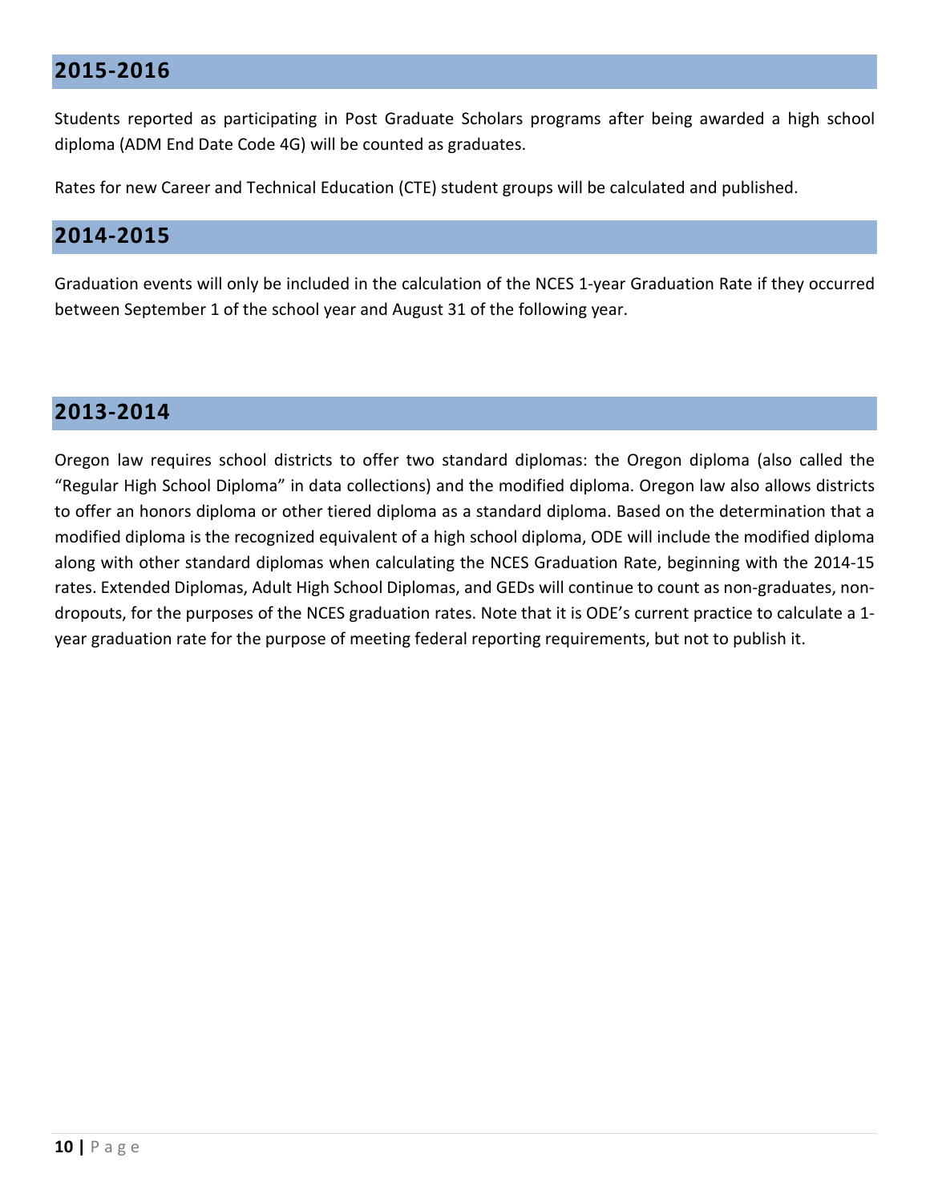## 2015-2016

Students reported as participating in Post Graduate Scholars programs after being awarded a high school diploma (ADM End Date Code 4G) will be counted as graduates.

Rates for new Career and Technical Education (CTE) student groups will be calculated and published.

## 2014-2015

Graduation events will only be included in the calculation of the NCES 1-year Graduation Rate if they occurred between September 1 of the school year and August 31 of the following year.

## 2013-2014

Oregon law requires school districts to offer two standard diplomas: the Oregon diploma (also called the "Regular High School Diploma" in data collections) and the modified diploma. Oregon law also allows districts to offer an honors diploma or other tiered diploma as a standard diploma. Based on the determination that a modified diploma is the recognized equivalent of a high school diploma, ODE will include the modified diploma along with other standard diplomas when calculating the NCES Graduation Rate, beginning with the 2014-15 rates. Extended Diplomas, Adult High School Diplomas, and GEDs will continue to count as non-graduates, non-dropouts, for the purposes of the NCES graduation rates. Note that it is ODE's current practice to calculate a 1-year graduation rate for the purpose of meeting federal reporting requirements, but not to publish it.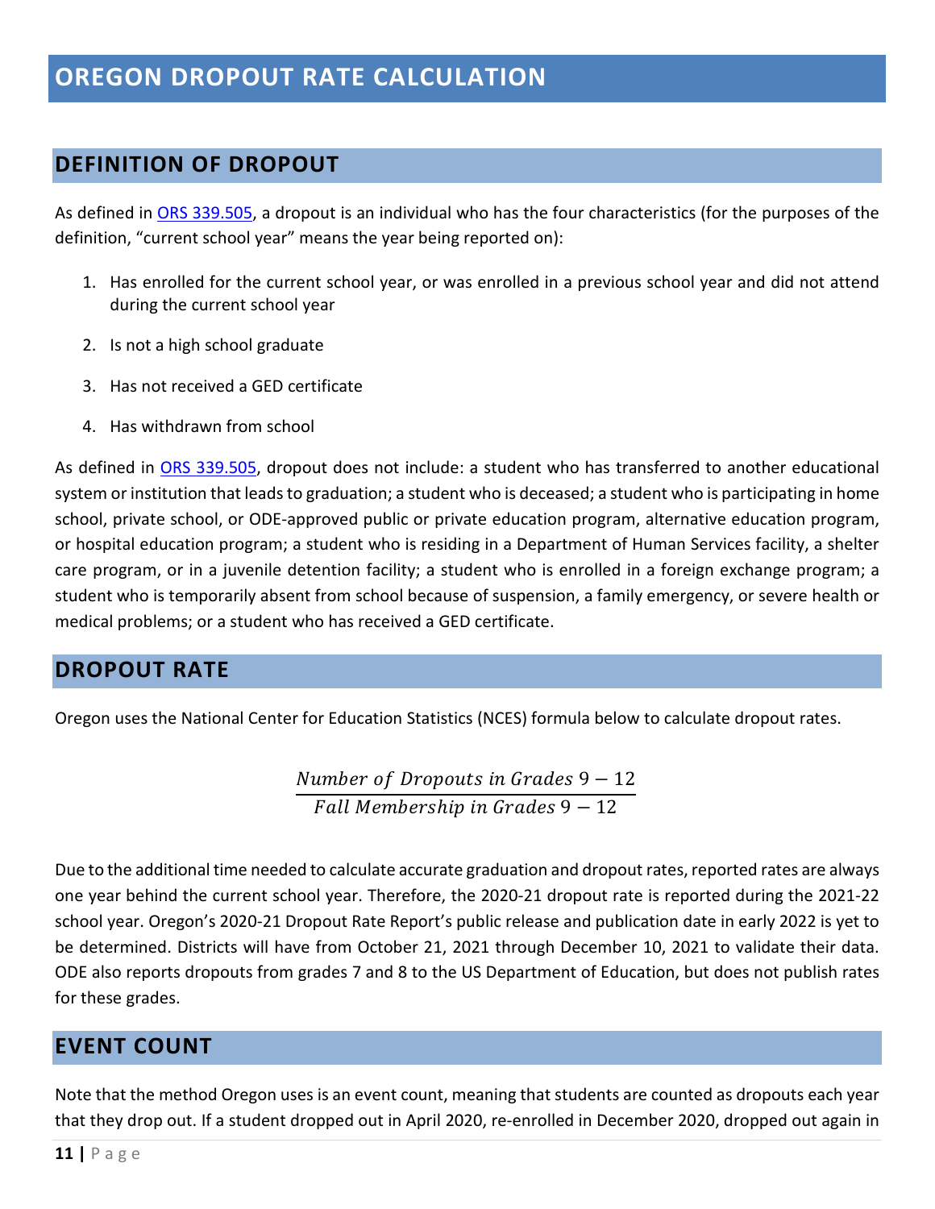# OREGON DROPOUT RATE CALCULATION

## DEFINITION OF DROPOUT

As defined in ORS 339.505, a dropout is an individual who has the four characteristics (for the purposes of the definition, "current school year" means the year being reported on):

1. Has enrolled for the current school year, or was enrolled in a previous school year and did not attend during the current school year
2. Is not a high school graduate
3. Has not received a GED certificate
4. Has withdrawn from school

As defined in ORS 339.505, dropout does not include: a student who has transferred to another educational system or institution that leads to graduation; a student who is deceased; a student who is participating in home school, private school, or ODE-approved public or private education program, alternative education program, or hospital education program; a student who is residing in a Department of Human Services facility, a shelter care program, or in a juvenile detention facility; a student who is enrolled in a foreign exchange program; a student who is temporarily absent from school because of suspension, a family emergency, or severe health or medical problems; or a student who has received a GED certificate.

## DROPOUT RATE

Oregon uses the National Center for Education Statistics (NCES) formula below to calculate dropout rates.

$$\frac{Number\ of\ Dropouts\ in\ Grades\ 9-12}{Fall\ Membership\ in\ Grades\ 9-12}$$

Due to the additional time needed to calculate accurate graduation and dropout rates, reported rates are always one year behind the current school year. Therefore, the 2020-21 dropout rate is reported during the 2021-22 school year. Oregon's 2020-21 Dropout Rate Report's public release and publication date in early 2022 is yet to be determined. Districts will have from October 21, 2021 through December 10, 2021 to validate their data. ODE also reports dropouts from grades 7 and 8 to the US Department of Education, but does not publish rates for these grades.

## EVENT COUNT

Note that the method Oregon uses is an event count, meaning that students are counted as dropouts each year that they drop out. If a student dropped out in April 2020, re-enrolled in December 2020, dropped out again in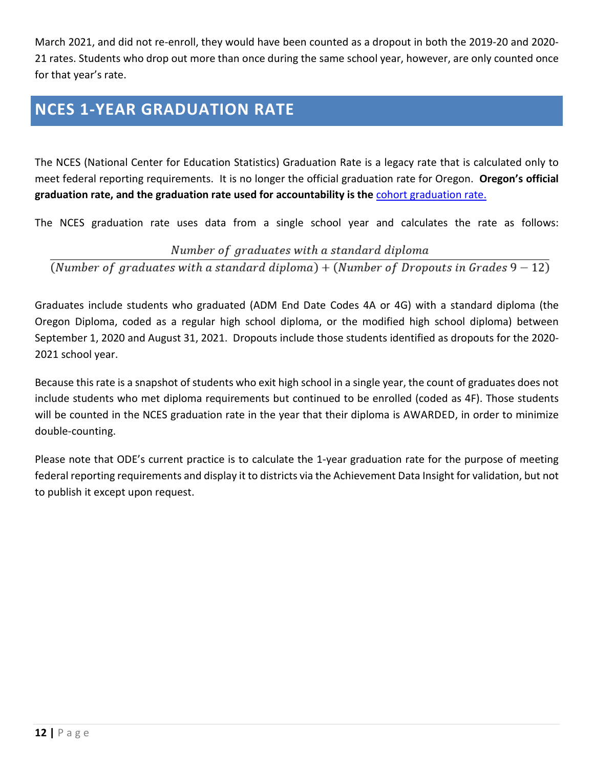March 2021, and did not re-enroll, they would have been counted as a dropout in both the 2019-20 and 2020-21 rates. Students who drop out more than once during the same school year, however, are only counted once for that year's rate.

## NCES 1-YEAR GRADUATION RATE

The NCES (National Center for Education Statistics) Graduation Rate is a legacy rate that is calculated only to meet federal reporting requirements. It is no longer the official graduation rate for Oregon. **Oregon's official graduation rate, and the graduation rate used for accountability is the** [cohort graduation rate.](#)

The NCES graduation rate uses data from a single school year and calculates the rate as follows:

$$\frac{Number\ of\ graduates\ with\ a\ standard\ diploma}{(Number\ of\ graduates\ with\ a\ standard\ diploma) + (Number\ of\ Dropouts\ in\ Grades\ 9-12)}$$

Graduates include students who graduated (ADM End Date Codes 4A or 4G) with a standard diploma (the Oregon Diploma, coded as a regular high school diploma, or the modified high school diploma) between September 1, 2020 and August 31, 2021. Dropouts include those students identified as dropouts for the 2020-2021 school year.

Because this rate is a snapshot of students who exit high school in a single year, the count of graduates does not include students who met diploma requirements but continued to be enrolled (coded as 4F). Those students will be counted in the NCES graduation rate in the year that their diploma is AWARDED, in order to minimize double-counting.

Please note that ODE's current practice is to calculate the 1-year graduation rate for the purpose of meeting federal reporting requirements and display it to districts via the Achievement Data Insight for validation, but not to publish it except upon request.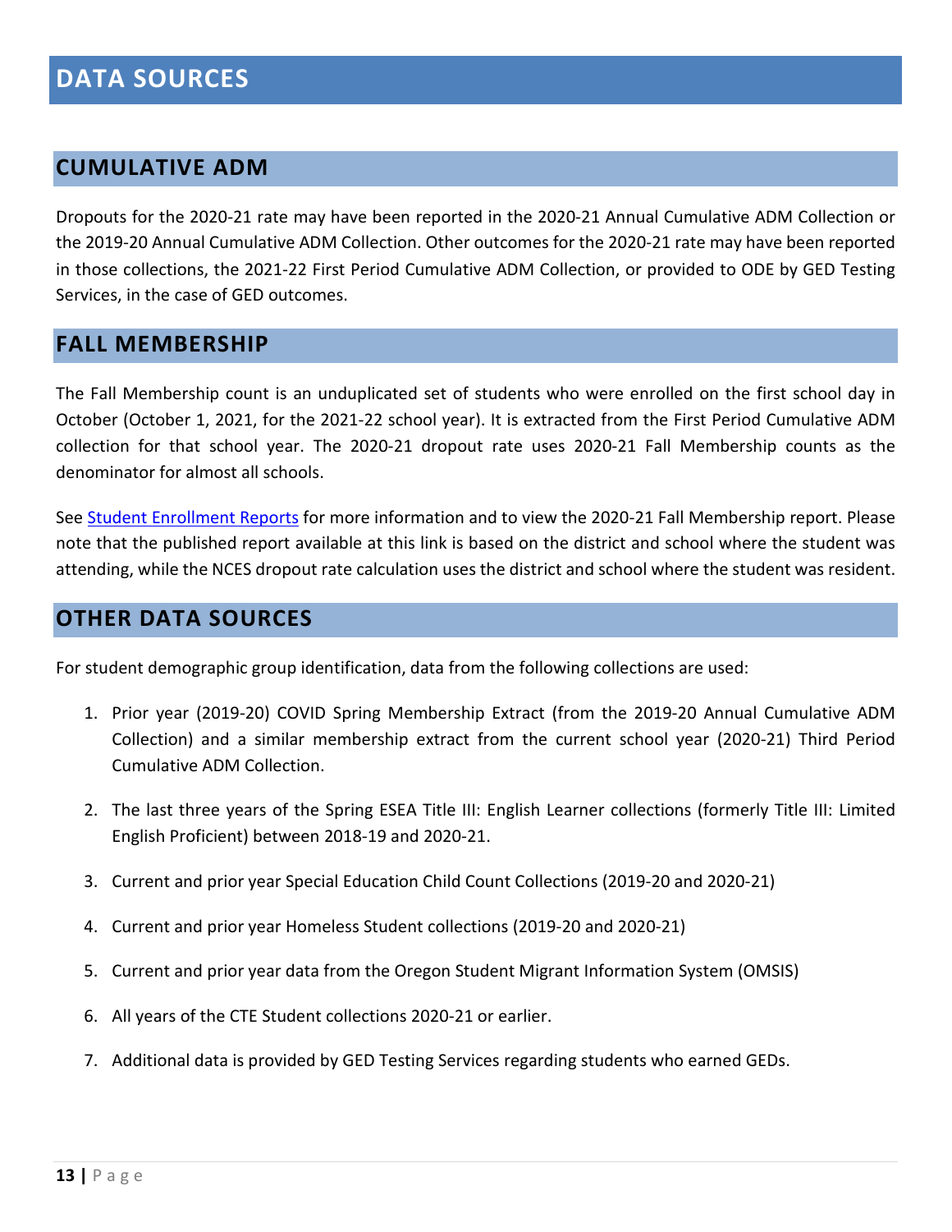# DATA SOURCES

## CUMULATIVE ADM

Dropouts for the 2020-21 rate may have been reported in the 2020-21 Annual Cumulative ADM Collection or the 2019-20 Annual Cumulative ADM Collection. Other outcomes for the 2020-21 rate may have been reported in those collections, the 2021-22 First Period Cumulative ADM Collection, or provided to ODE by GED Testing Services, in the case of GED outcomes.

## FALL MEMBERSHIP

The Fall Membership count is an unduplicated set of students who were enrolled on the first school day in October (October 1, 2021, for the 2021-22 school year). It is extracted from the First Period Cumulative ADM collection for that school year. The 2020-21 dropout rate uses 2020-21 Fall Membership counts as the denominator for almost all schools.

See [Student Enrollment Reports] for more information and to view the 2020-21 Fall Membership report. Please note that the published report available at this link is based on the district and school where the student was attending, while the NCES dropout rate calculation uses the district and school where the student was resident.

## OTHER DATA SOURCES

For student demographic group identification, data from the following collections are used:

1. Prior year (2019-20) COVID Spring Membership Extract (from the 2019-20 Annual Cumulative ADM Collection) and a similar membership extract from the current school year (2020-21) Third Period Cumulative ADM Collection.
2. The last three years of the Spring ESEA Title III: English Learner collections (formerly Title III: Limited English Proficient) between 2018-19 and 2020-21.
3. Current and prior year Special Education Child Count Collections (2019-20 and 2020-21)
4. Current and prior year Homeless Student collections (2019-20 and 2020-21)
5. Current and prior year data from the Oregon Student Migrant Information System (OMSIS)
6. All years of the CTE Student collections 2020-21 or earlier.
7. Additional data is provided by GED Testing Services regarding students who earned GEDs.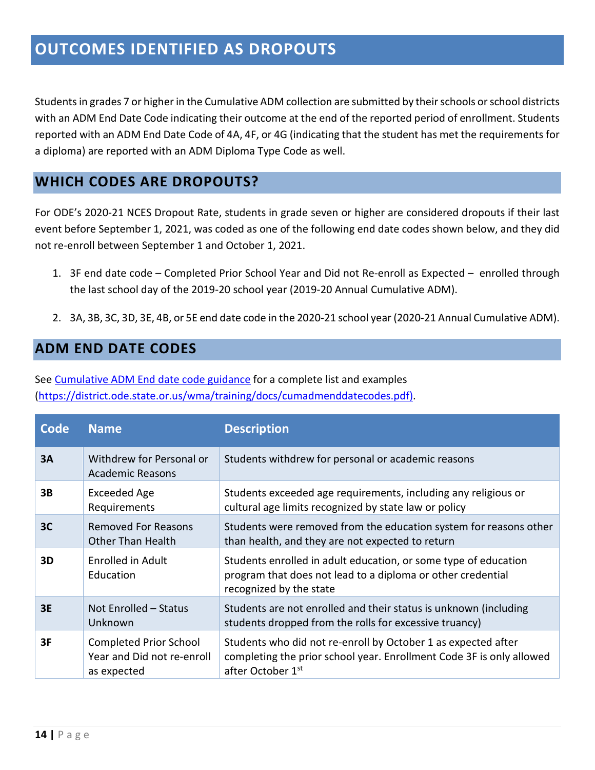# OUTCOMES IDENTIFIED AS DROPOUTS

Students in grades 7 or higher in the Cumulative ADM collection are submitted by their schools or school districts with an ADM End Date Code indicating their outcome at the end of the reported period of enrollment. Students reported with an ADM End Date Code of 4A, 4F, or 4G (indicating that the student has met the requirements for a diploma) are reported with an ADM Diploma Type Code as well.

## WHICH CODES ARE DROPOUTS?

For ODE's 2020-21 NCES Dropout Rate, students in grade seven or higher are considered dropouts if their last event before September 1, 2021, was coded as one of the following end date codes shown below, and they did not re-enroll between September 1 and October 1, 2021.

1. 3F end date code – Completed Prior School Year and Did not Re-enroll as Expected – enrolled through the last school day of the 2019-20 school year (2019-20 Annual Cumulative ADM).
2. 3A, 3B, 3C, 3D, 3E, 4B, or 5E end date code in the 2020-21 school year (2020-21 Annual Cumulative ADM).

## ADM END DATE CODES

See [Cumulative ADM End date code guidance](https://district.ode.state.or.us/wma/training/docs/cumadmenddatecodes.pdf) for a complete list and examples (https://district.ode.state.or.us/wma/training/docs/cumadmenddatecodes.pdf).

| Code | Name | Description |
|---|---|---|
| **3A** | Withdrew for Personal or Academic Reasons | Students withdrew for personal or academic reasons |
| **3B** | Exceeded Age Requirements | Students exceeded age requirements, including any religious or cultural age limits recognized by state law or policy |
| **3C** | Removed For Reasons Other Than Health | Students were removed from the education system for reasons other than health, and they are not expected to return |
| **3D** | Enrolled in Adult Education | Students enrolled in adult education, or some type of education program that does not lead to a diploma or other credential recognized by the state |
| **3E** | Not Enrolled – Status Unknown | Students are not enrolled and their status is unknown (including students dropped from the rolls for excessive truancy) |
| **3F** | Completed Prior School Year and Did not re-enroll as expected | Students who did not re-enroll by October 1 as expected after completing the prior school year. Enrollment Code 3F is only allowed after October 1st |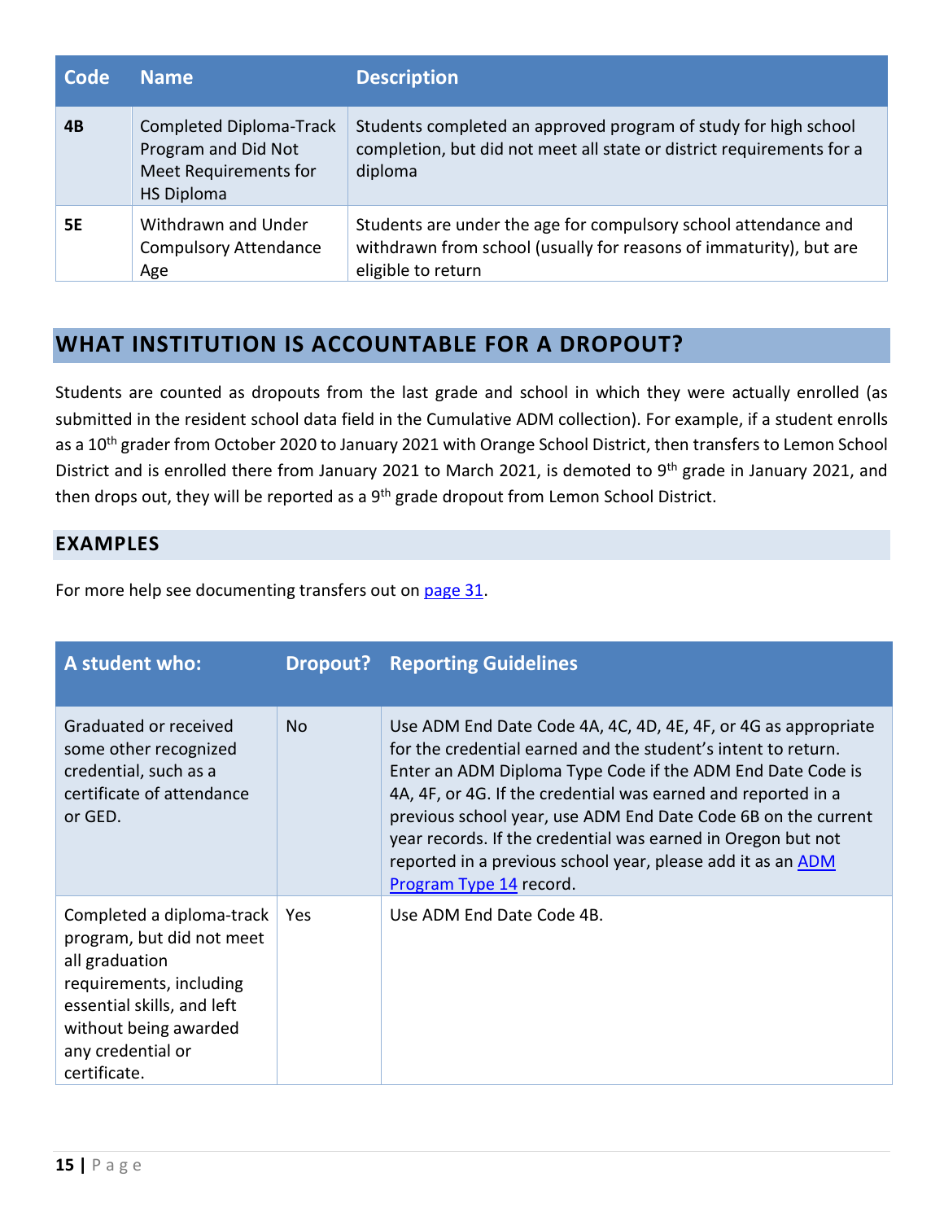| Code | Name | Description |
|---|---|---|
| **4B** | Completed Diploma-Track Program and Did Not Meet Requirements for HS Diploma | Students completed an approved program of study for high school completion, but did not meet all state or district requirements for a diploma |
| **5E** | Withdrawn and Under Compulsory Attendance Age | Students are under the age for compulsory school attendance and withdrawn from school (usually for reasons of immaturity), but are eligible to return |

## WHAT INSTITUTION IS ACCOUNTABLE FOR A DROPOUT?

Students are counted as dropouts from the last grade and school in which they were actually enrolled (as submitted in the resident school data field in the Cumulative ADM collection). For example, if a student enrolls as a 10th grader from October 2020 to January 2021 with Orange School District, then transfers to Lemon School District and is enrolled there from January 2021 to March 2021, is demoted to 9th grade in January 2021, and then drops out, they will be reported as a 9th grade dropout from Lemon School District.

### EXAMPLES

For more help see documenting transfers out on page 31.

| A student who: | Dropout? | Reporting Guidelines |
|---|---|---|
| Graduated or received some other recognized credential, such as a certificate of attendance or GED. | No | Use ADM End Date Code 4A, 4C, 4D, 4E, 4F, or 4G as appropriate for the credential earned and the student's intent to return. Enter an ADM Diploma Type Code if the ADM End Date Code is 4A, 4F, or 4G. If the credential was earned and reported in a previous school year, use ADM End Date Code 6B on the current year records. If the credential was earned in Oregon but not reported in a previous school year, please add it as an ADM Program Type 14 record. |
| Completed a diploma-track program, but did not meet all graduation requirements, including essential skills, and left without being awarded any credential or certificate. | Yes | Use ADM End Date Code 4B. |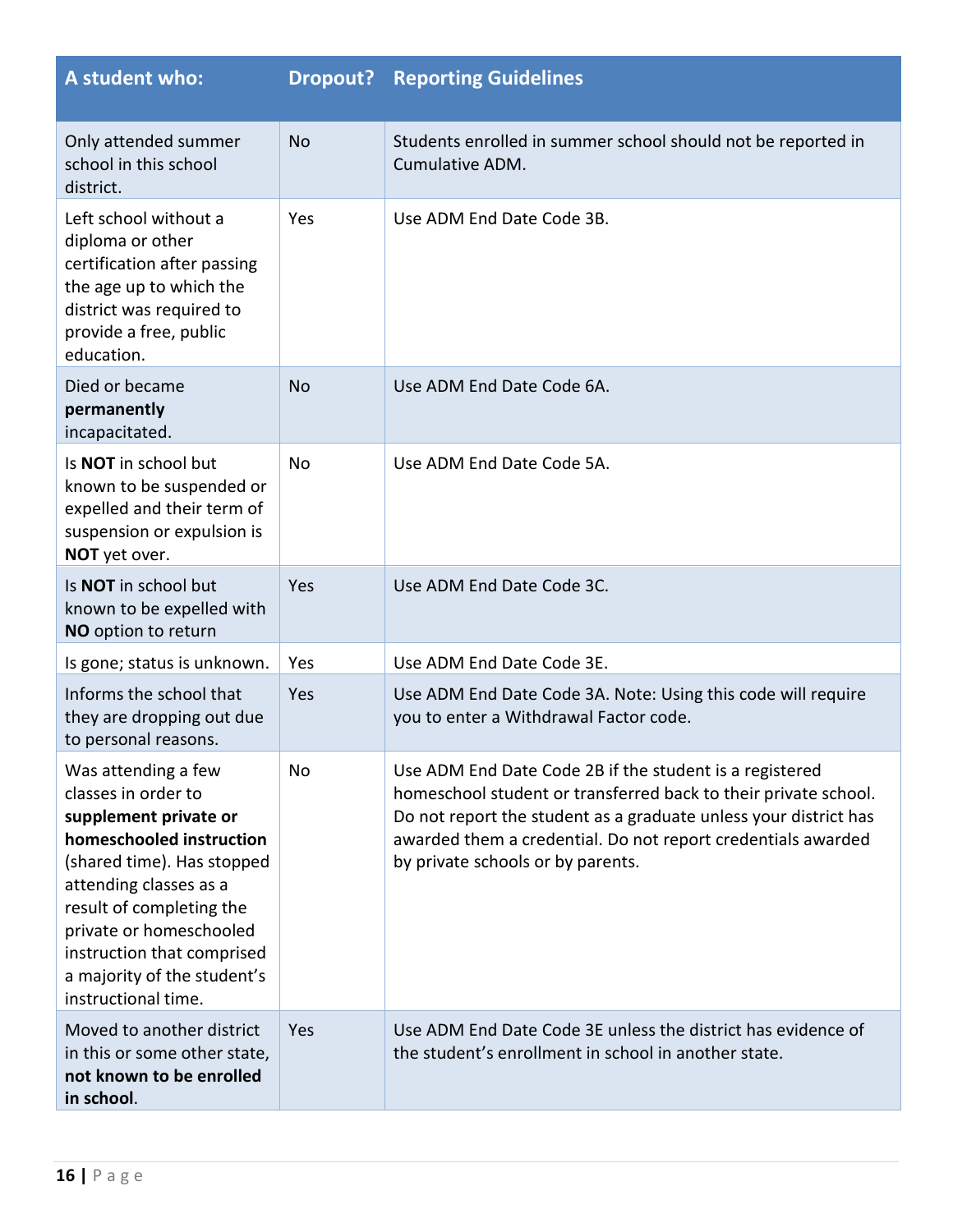| A student who: | Dropout? | Reporting Guidelines |
| --- | --- | --- |
| Only attended summer school in this school district. | No | Students enrolled in summer school should not be reported in Cumulative ADM. |
| Left school without a diploma or other certification after passing the age up to which the district was required to provide a free, public education. | Yes | Use ADM End Date Code 3B. |
| Died or became **permanently** incapacitated. | No | Use ADM End Date Code 6A. |
| Is **NOT** in school but known to be suspended or expelled and their term of suspension or expulsion is **NOT** yet over. | No | Use ADM End Date Code 5A. |
| Is **NOT** in school but known to be expelled with **NO** option to return | Yes | Use ADM End Date Code 3C. |
| Is gone; status is unknown. | Yes | Use ADM End Date Code 3E. |
| Informs the school that they are dropping out due to personal reasons. | Yes | Use ADM End Date Code 3A. Note: Using this code will require you to enter a Withdrawal Factor code. |
| Was attending a few classes in order to **supplement private or homeschooled instruction** (shared time). Has stopped attending classes as a result of completing the private or homeschooled instruction that comprised a majority of the student's instructional time. | No | Use ADM End Date Code 2B if the student is a registered homeschool student or transferred back to their private school. Do not report the student as a graduate unless your district has awarded them a credential. Do not report credentials awarded by private schools or by parents. |
| Moved to another district in this or some other state, **not known to be enrolled in school**. | Yes | Use ADM End Date Code 3E unless the district has evidence of the student's enrollment in school in another state. |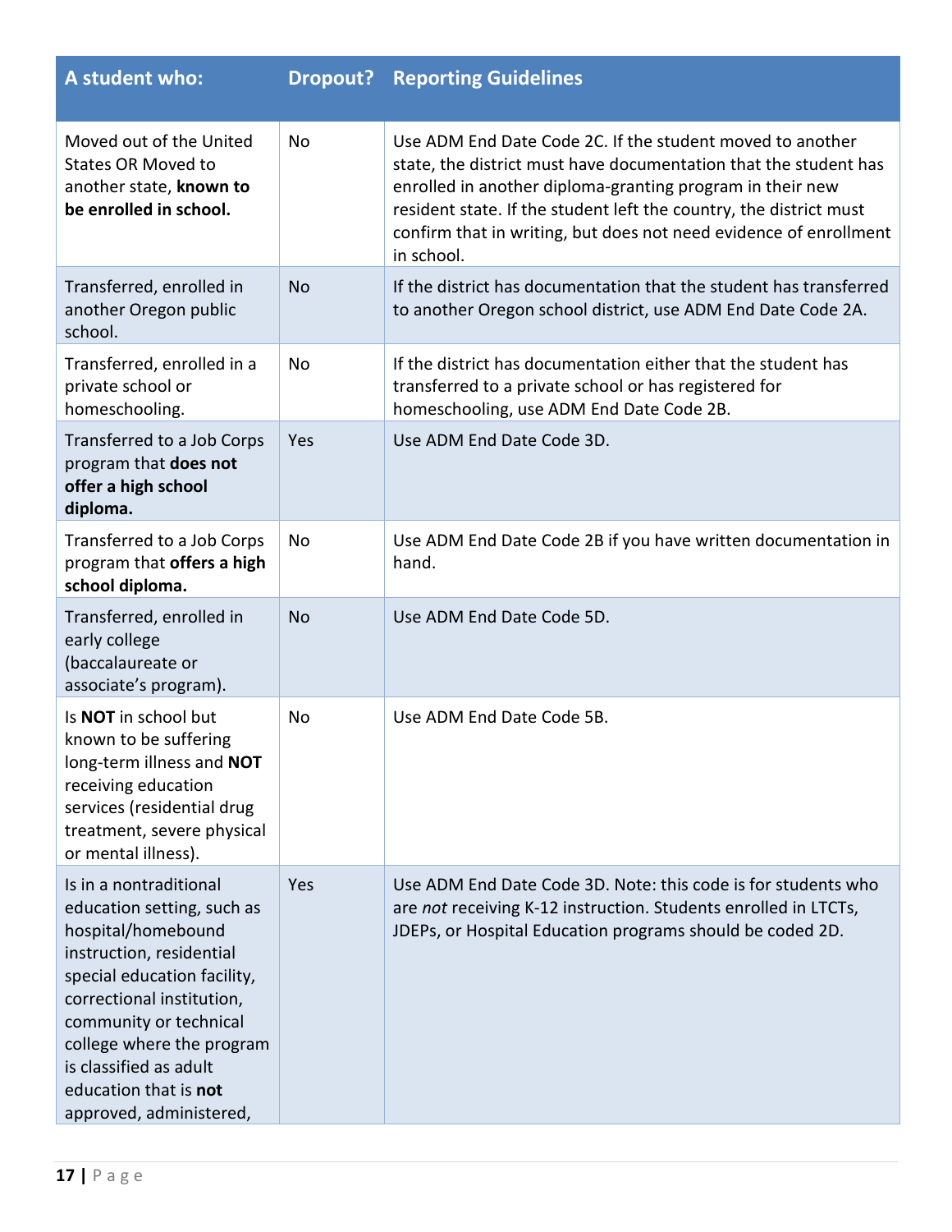| A student who: | Dropout? | Reporting Guidelines |
|---|---|---|
| Moved out of the United States OR Moved to another state, **known to be enrolled in school.** | No | Use ADM End Date Code 2C. If the student moved to another state, the district must have documentation that the student has enrolled in another diploma-granting program in their new resident state. If the student left the country, the district must confirm that in writing, but does not need evidence of enrollment in school. |
| Transferred, enrolled in another Oregon public school. | No | If the district has documentation that the student has transferred to another Oregon school district, use ADM End Date Code 2A. |
| Transferred, enrolled in a private school or homeschooling. | No | If the district has documentation either that the student has transferred to a private school or has registered for homeschooling, use ADM End Date Code 2B. |
| Transferred to a Job Corps program that **does not offer a high school diploma.** | Yes | Use ADM End Date Code 3D. |
| Transferred to a Job Corps program that **offers a high school diploma.** | No | Use ADM End Date Code 2B if you have written documentation in hand. |
| Transferred, enrolled in early college (baccalaureate or associate's program). | No | Use ADM End Date Code 5D. |
| Is **NOT** in school but known to be suffering long-term illness and **NOT** receiving education services (residential drug treatment, severe physical or mental illness). | No | Use ADM End Date Code 5B. |
| Is in a nontraditional education setting, such as hospital/homebound instruction, residential special education facility, correctional institution, community or technical college where the program is classified as adult education that is **not** approved, administered, | Yes | Use ADM End Date Code 3D. Note: this code is for students who are *not* receiving K-12 instruction. Students enrolled in LTCTs, JDEPs, or Hospital Education programs should be coded 2D. |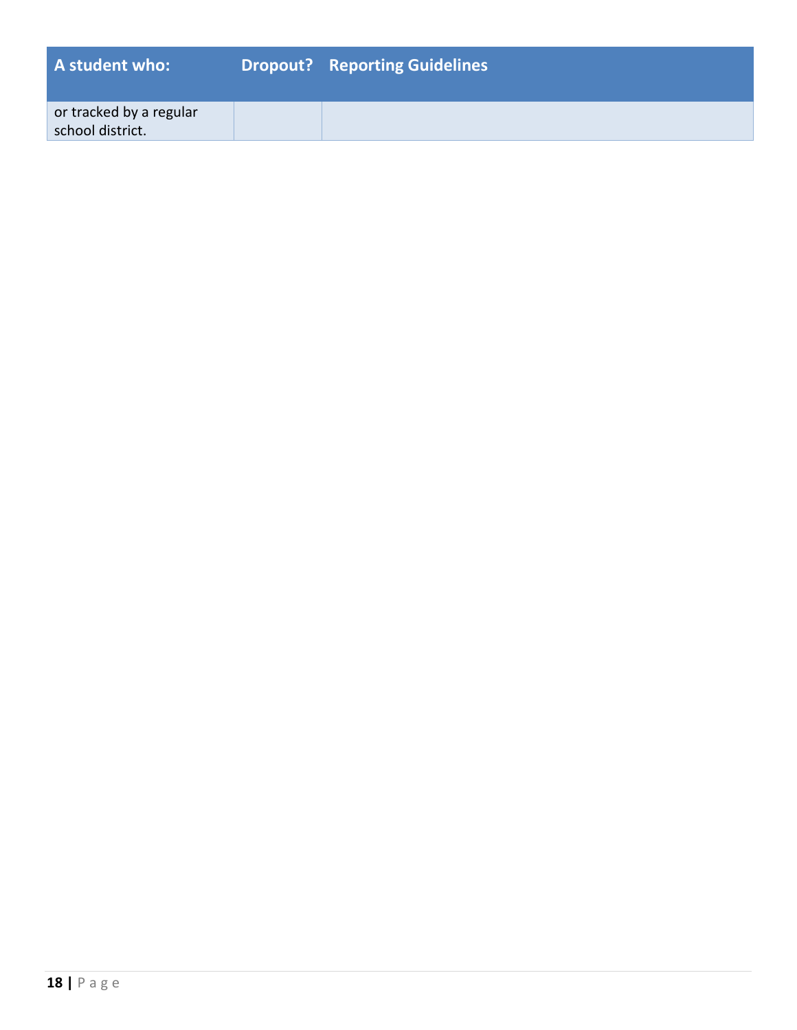| A student who: | Dropout? | Reporting Guidelines |
| --- | --- | --- |
| or tracked by a regular school district. | | |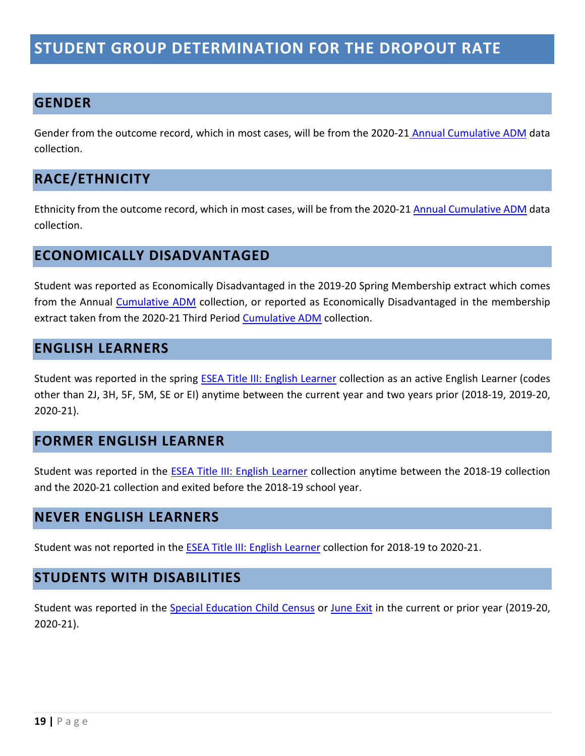# STUDENT GROUP DETERMINATION FOR THE DROPOUT RATE

## GENDER

Gender from the outcome record, which in most cases, will be from the 2020-21 Annual Cumulative ADM data collection.

## RACE/ETHNICITY

Ethnicity from the outcome record, which in most cases, will be from the 2020-21 Annual Cumulative ADM data collection.

## ECONOMICALLY DISADVANTAGED

Student was reported as Economically Disadvantaged in the 2019-20 Spring Membership extract which comes from the Annual Cumulative ADM collection, or reported as Economically Disadvantaged in the membership extract taken from the 2020-21 Third Period Cumulative ADM collection.

## ENGLISH LEARNERS

Student was reported in the spring ESEA Title III: English Learner collection as an active English Learner (codes other than 2J, 3H, 5F, 5M, SE or EI) anytime between the current year and two years prior (2018-19, 2019-20, 2020-21).

## FORMER ENGLISH LEARNER

Student was reported in the ESEA Title III: English Learner collection anytime between the 2018-19 collection and the 2020-21 collection and exited before the 2018-19 school year.

## NEVER ENGLISH LEARNERS

Student was not reported in the ESEA Title III: English Learner collection for 2018-19 to 2020-21.

## STUDENTS WITH DISABILITIES

Student was reported in the Special Education Child Census or June Exit in the current or prior year (2019-20, 2020-21).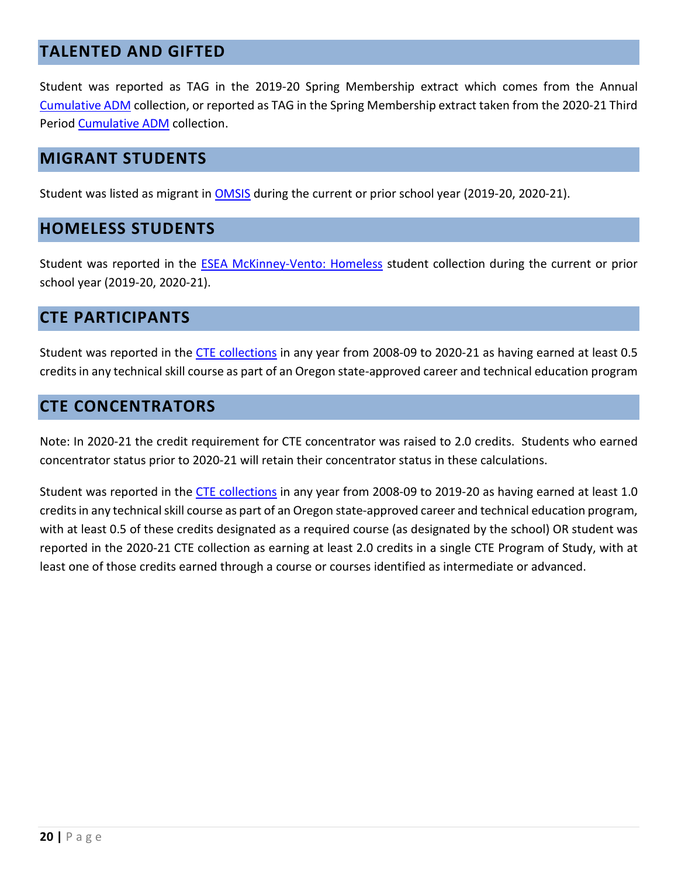## TALENTED AND GIFTED

Student was reported as TAG in the 2019-20 Spring Membership extract which comes from the Annual Cumulative ADM collection, or reported as TAG in the Spring Membership extract taken from the 2020-21 Third Period Cumulative ADM collection.

## MIGRANT STUDENTS

Student was listed as migrant in OMSIS during the current or prior school year (2019-20, 2020-21).

## HOMELESS STUDENTS

Student was reported in the ESEA McKinney-Vento: Homeless student collection during the current or prior school year (2019-20, 2020-21).

## CTE PARTICIPANTS

Student was reported in the CTE collections in any year from 2008-09 to 2020-21 as having earned at least 0.5 credits in any technical skill course as part of an Oregon state-approved career and technical education program

## CTE CONCENTRATORS

Note: In 2020-21 the credit requirement for CTE concentrator was raised to 2.0 credits. Students who earned concentrator status prior to 2020-21 will retain their concentrator status in these calculations.

Student was reported in the CTE collections in any year from 2008-09 to 2019-20 as having earned at least 1.0 credits in any technical skill course as part of an Oregon state-approved career and technical education program, with at least 0.5 of these credits designated as a required course (as designated by the school) OR student was reported in the 2020-21 CTE collection as earning at least 2.0 credits in a single CTE Program of Study, with at least one of those credits earned through a course or courses identified as intermediate or advanced.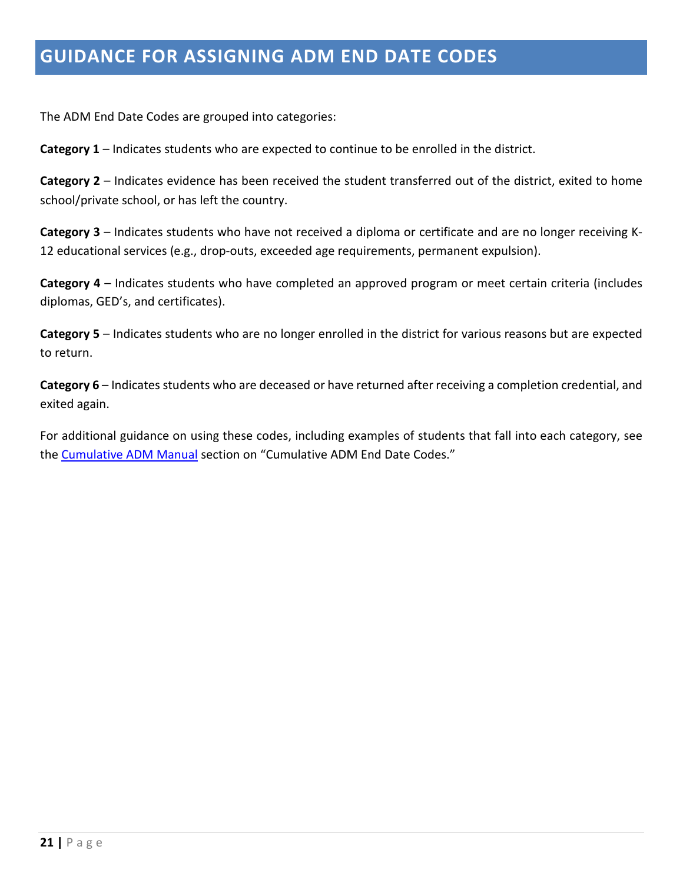# GUIDANCE FOR ASSIGNING ADM END DATE CODES

The ADM End Date Codes are grouped into categories:

**Category 1** – Indicates students who are expected to continue to be enrolled in the district.

**Category 2** – Indicates evidence has been received the student transferred out of the district, exited to home school/private school, or has left the country.

**Category 3** – Indicates students who have not received a diploma or certificate and are no longer receiving K-12 educational services (e.g., drop-outs, exceeded age requirements, permanent expulsion).

**Category 4** – Indicates students who have completed an approved program or meet certain criteria (includes diplomas, GED's, and certificates).

**Category 5** – Indicates students who are no longer enrolled in the district for various reasons but are expected to return.

**Category 6** – Indicates students who are deceased or have returned after receiving a completion credential, and exited again.

For additional guidance on using these codes, including examples of students that fall into each category, see the Cumulative ADM Manual section on "Cumulative ADM End Date Codes."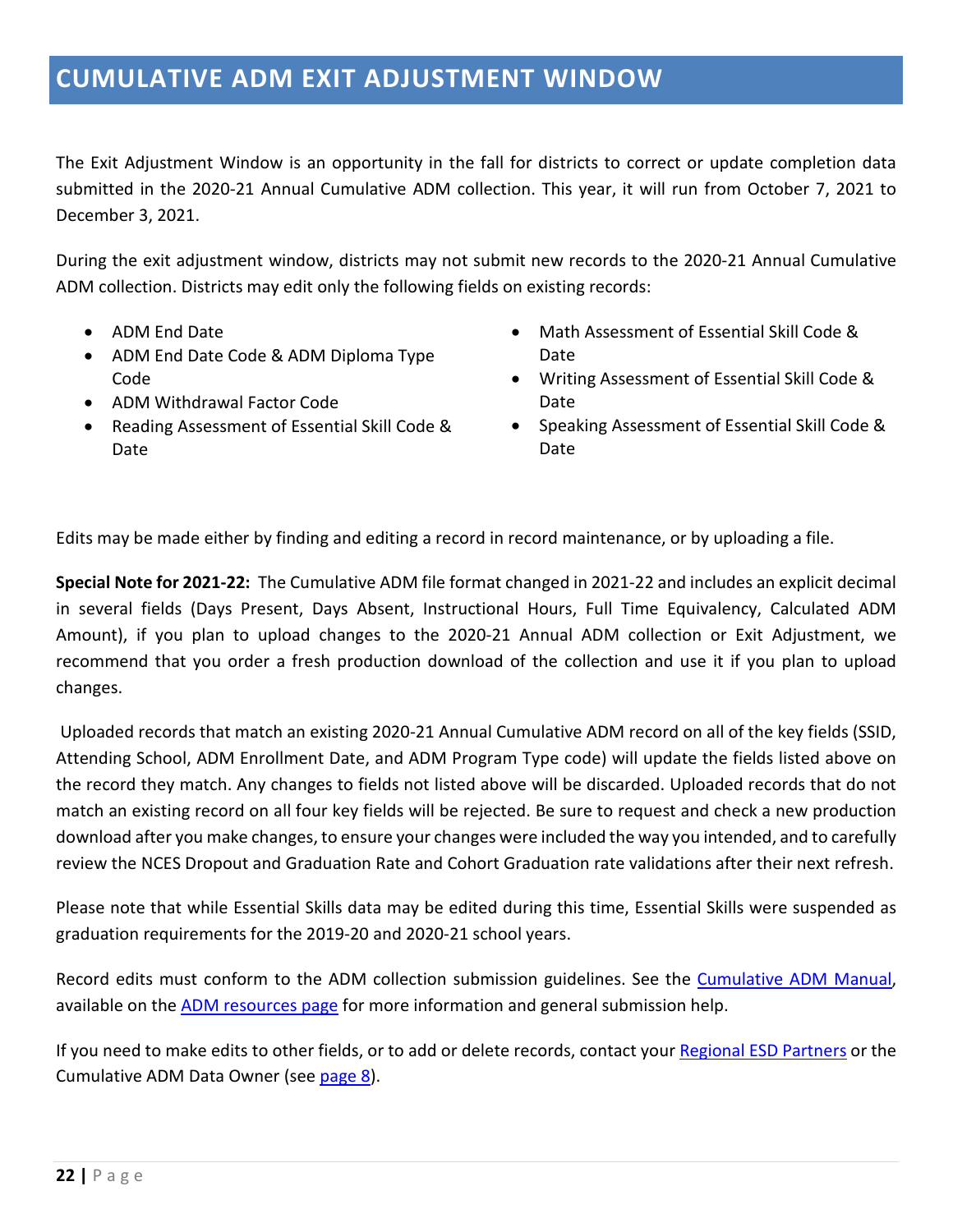# CUMULATIVE ADM EXIT ADJUSTMENT WINDOW

The Exit Adjustment Window is an opportunity in the fall for districts to correct or update completion data submitted in the 2020-21 Annual Cumulative ADM collection. This year, it will run from October 7, 2021 to December 3, 2021.

During the exit adjustment window, districts may not submit new records to the 2020-21 Annual Cumulative ADM collection. Districts may edit only the following fields on existing records:

- ADM End Date
- ADM End Date Code & ADM Diploma Type Code
- ADM Withdrawal Factor Code
- Reading Assessment of Essential Skill Code & Date
- Math Assessment of Essential Skill Code & Date
- Writing Assessment of Essential Skill Code & Date
- Speaking Assessment of Essential Skill Code & Date

Edits may be made either by finding and editing a record in record maintenance, or by uploading a file.

**Special Note for 2021-22:** The Cumulative ADM file format changed in 2021-22 and includes an explicit decimal in several fields (Days Present, Days Absent, Instructional Hours, Full Time Equivalency, Calculated ADM Amount), if you plan to upload changes to the 2020-21 Annual ADM collection or Exit Adjustment, we recommend that you order a fresh production download of the collection and use it if you plan to upload changes.

Uploaded records that match an existing 2020-21 Annual Cumulative ADM record on all of the key fields (SSID, Attending School, ADM Enrollment Date, and ADM Program Type code) will update the fields listed above on the record they match. Any changes to fields not listed above will be discarded. Uploaded records that do not match an existing record on all four key fields will be rejected. Be sure to request and check a new production download after you make changes, to ensure your changes were included the way you intended, and to carefully review the NCES Dropout and Graduation Rate and Cohort Graduation rate validations after their next refresh.

Please note that while Essential Skills data may be edited during this time, Essential Skills were suspended as graduation requirements for the 2019-20 and 2020-21 school years.

Record edits must conform to the ADM collection submission guidelines. See the Cumulative ADM Manual, available on the ADM resources page for more information and general submission help.

If you need to make edits to other fields, or to add or delete records, contact your Regional ESD Partners or the Cumulative ADM Data Owner (see page 8).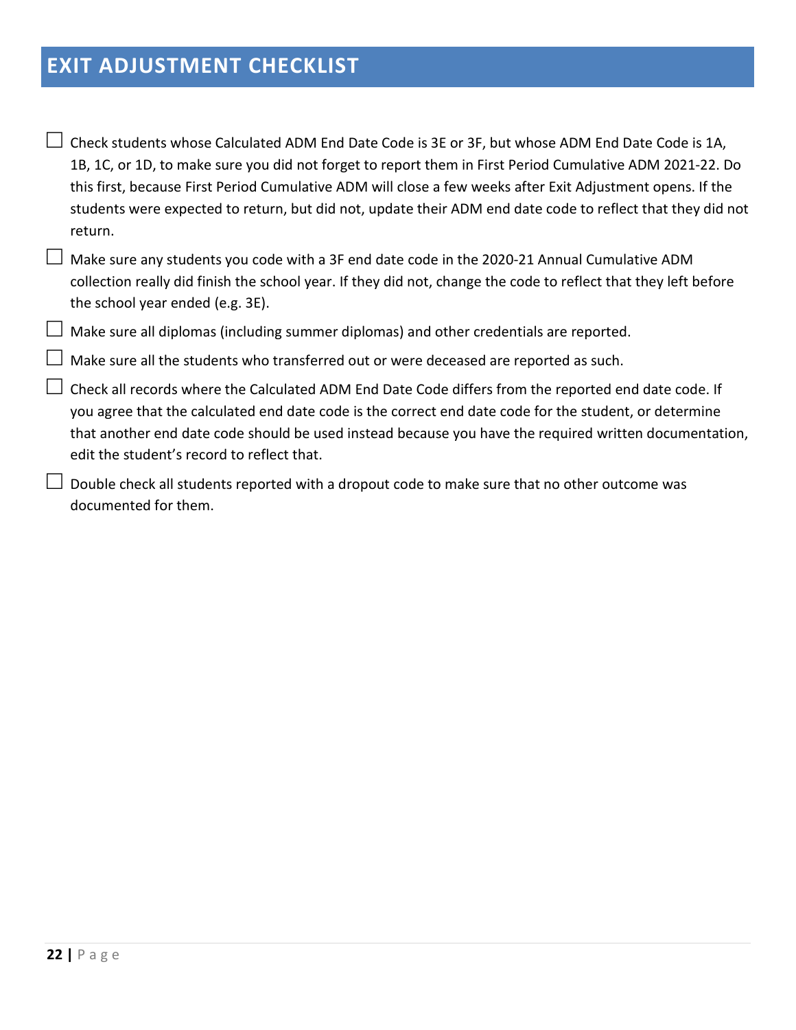## EXIT ADJUSTMENT CHECKLIST

- [ ] Check students whose Calculated ADM End Date Code is 3E or 3F, but whose ADM End Date Code is 1A, 1B, 1C, or 1D, to make sure you did not forget to report them in First Period Cumulative ADM 2021-22. Do this first, because First Period Cumulative ADM will close a few weeks after Exit Adjustment opens. If the students were expected to return, but did not, update their ADM end date code to reflect that they did not return.
- [ ] Make sure any students you code with a 3F end date code in the 2020-21 Annual Cumulative ADM collection really did finish the school year. If they did not, change the code to reflect that they left before the school year ended (e.g. 3E).
- [ ] Make sure all diplomas (including summer diplomas) and other credentials are reported.
- [ ] Make sure all the students who transferred out or were deceased are reported as such.
- [ ] Check all records where the Calculated ADM End Date Code differs from the reported end date code. If you agree that the calculated end date code is the correct end date code for the student, or determine that another end date code should be used instead because you have the required written documentation, edit the student's record to reflect that.
- [ ] Double check all students reported with a dropout code to make sure that no other outcome was documented for them.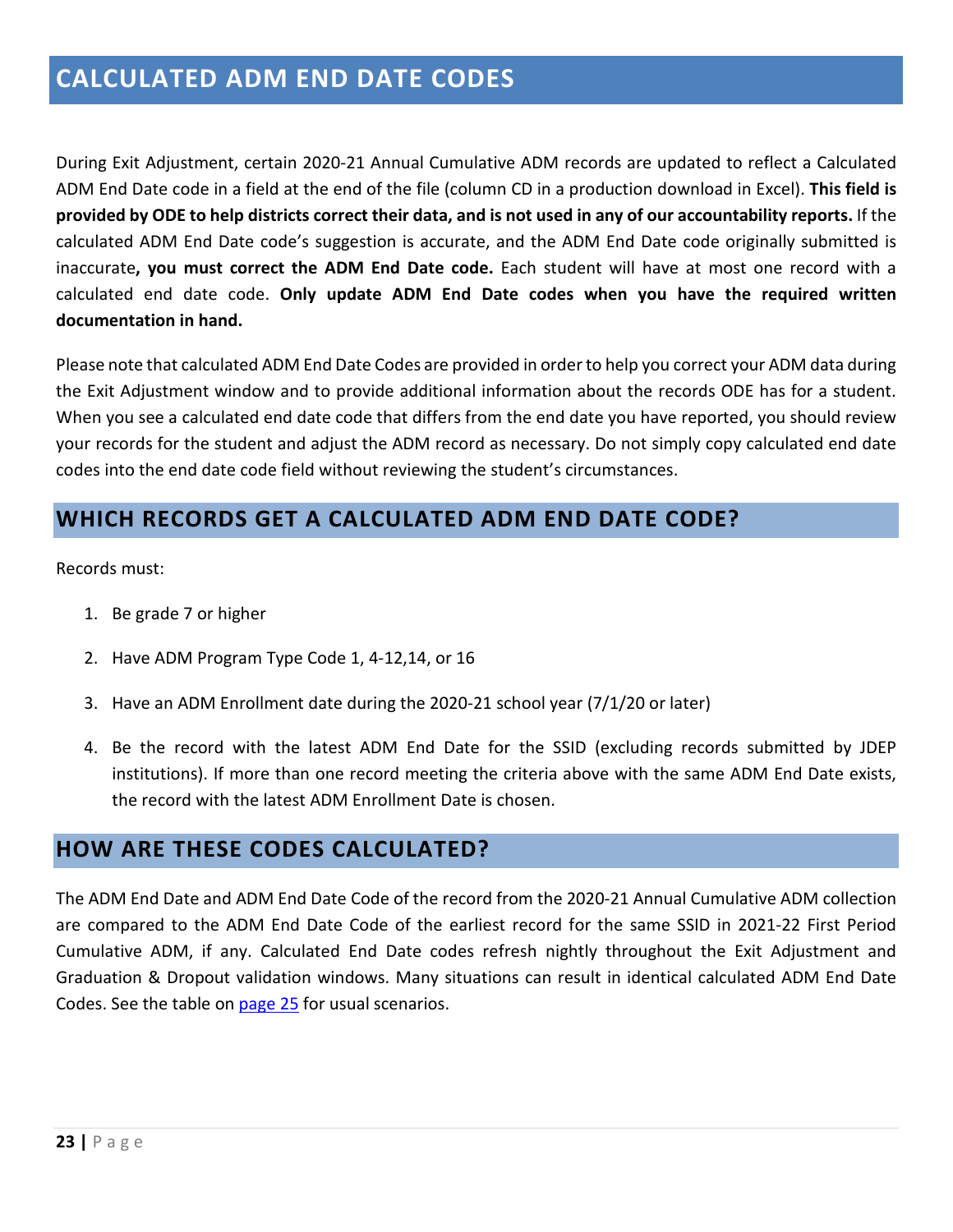# CALCULATED ADM END DATE CODES

During Exit Adjustment, certain 2020-21 Annual Cumulative ADM records are updated to reflect a Calculated ADM End Date code in a field at the end of the file (column CD in a production download in Excel). **This field is provided by ODE to help districts correct their data, and is not used in any of our accountability reports.** If the calculated ADM End Date code's suggestion is accurate, and the ADM End Date code originally submitted is inaccurate**, you must correct the ADM End Date code.** Each student will have at most one record with a calculated end date code. **Only update ADM End Date codes when you have the required written documentation in hand.**

Please note that calculated ADM End Date Codes are provided in order to help you correct your ADM data during the Exit Adjustment window and to provide additional information about the records ODE has for a student. When you see a calculated end date code that differs from the end date you have reported, you should review your records for the student and adjust the ADM record as necessary. Do not simply copy calculated end date codes into the end date code field without reviewing the student's circumstances.

## WHICH RECORDS GET A CALCULATED ADM END DATE CODE?

Records must:

1. Be grade 7 or higher
2. Have ADM Program Type Code 1, 4-12,14, or 16
3. Have an ADM Enrollment date during the 2020-21 school year (7/1/20 or later)
4. Be the record with the latest ADM End Date for the SSID (excluding records submitted by JDEP institutions). If more than one record meeting the criteria above with the same ADM End Date exists, the record with the latest ADM Enrollment Date is chosen.

## HOW ARE THESE CODES CALCULATED?

The ADM End Date and ADM End Date Code of the record from the 2020-21 Annual Cumulative ADM collection are compared to the ADM End Date Code of the earliest record for the same SSID in 2021-22 First Period Cumulative ADM, if any. Calculated End Date codes refresh nightly throughout the Exit Adjustment and Graduation & Dropout validation windows. Many situations can result in identical calculated ADM End Date Codes. See the table on page 25 for usual scenarios.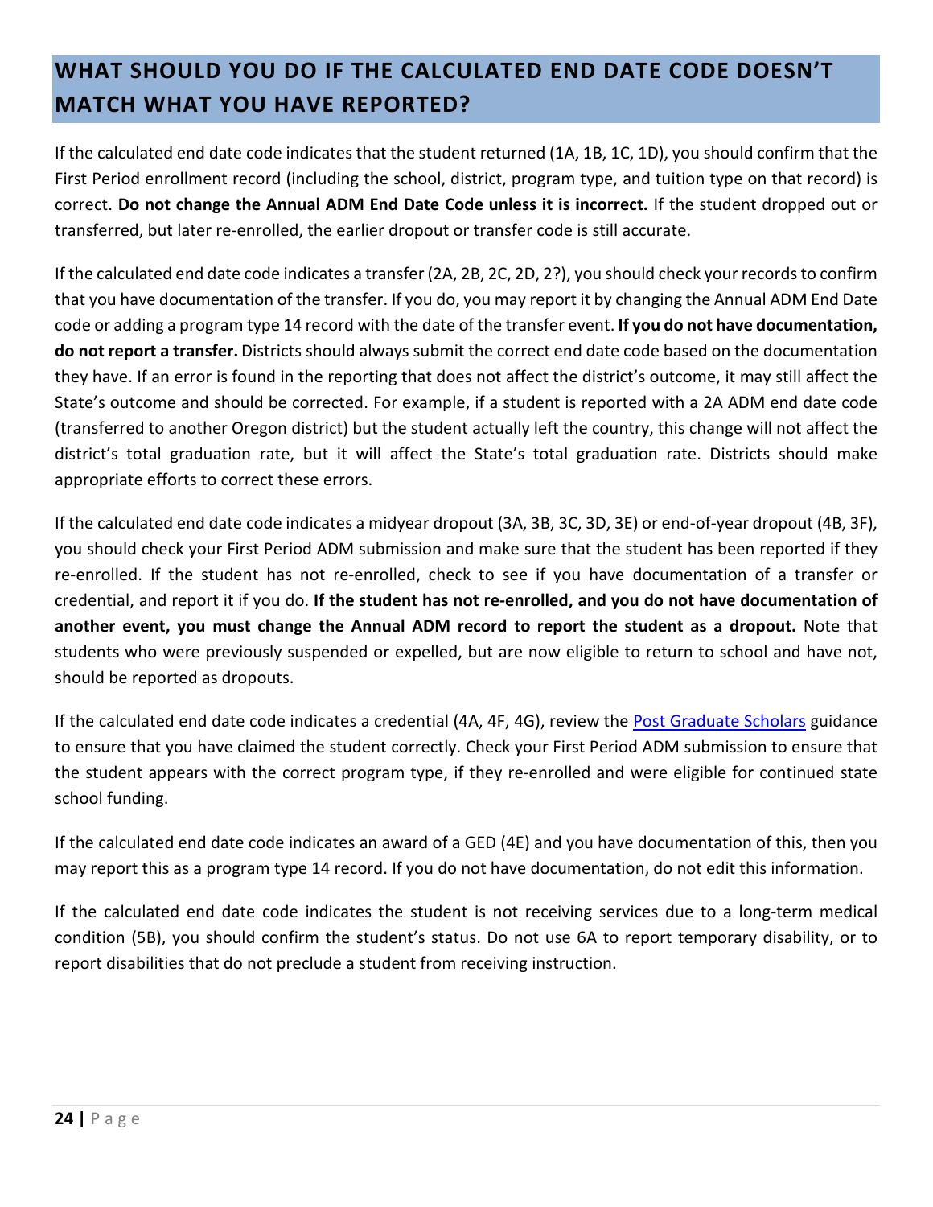## WHAT SHOULD YOU DO IF THE CALCULATED END DATE CODE DOESN'T MATCH WHAT YOU HAVE REPORTED?

If the calculated end date code indicates that the student returned (1A, 1B, 1C, 1D), you should confirm that the First Period enrollment record (including the school, district, program type, and tuition type on that record) is correct. **Do not change the Annual ADM End Date Code unless it is incorrect.** If the student dropped out or transferred, but later re-enrolled, the earlier dropout or transfer code is still accurate.

If the calculated end date code indicates a transfer (2A, 2B, 2C, 2D, 2?), you should check your records to confirm that you have documentation of the transfer. If you do, you may report it by changing the Annual ADM End Date code or adding a program type 14 record with the date of the transfer event. **If you do not have documentation, do not report a transfer.** Districts should always submit the correct end date code based on the documentation they have. If an error is found in the reporting that does not affect the district's outcome, it may still affect the State's outcome and should be corrected. For example, if a student is reported with a 2A ADM end date code (transferred to another Oregon district) but the student actually left the country, this change will not affect the district's total graduation rate, but it will affect the State's total graduation rate. Districts should make appropriate efforts to correct these errors.

If the calculated end date code indicates a midyear dropout (3A, 3B, 3C, 3D, 3E) or end-of-year dropout (4B, 3F), you should check your First Period ADM submission and make sure that the student has been reported if they re-enrolled. If the student has not re-enrolled, check to see if you have documentation of a transfer or credential, and report it if you do. **If the student has not re-enrolled, and you do not have documentation of another event, you must change the Annual ADM record to report the student as a dropout.** Note that students who were previously suspended or expelled, but are now eligible to return to school and have not, should be reported as dropouts.

If the calculated end date code indicates a credential (4A, 4F, 4G), review the Post Graduate Scholars guidance to ensure that you have claimed the student correctly. Check your First Period ADM submission to ensure that the student appears with the correct program type, if they re-enrolled and were eligible for continued state school funding.

If the calculated end date code indicates an award of a GED (4E) and you have documentation of this, then you may report this as a program type 14 record. If you do not have documentation, do not edit this information.

If the calculated end date code indicates the student is not receiving services due to a long-term medical condition (5B), you should confirm the student's status. Do not use 6A to report temporary disability, or to report disabilities that do not preclude a student from receiving instruction.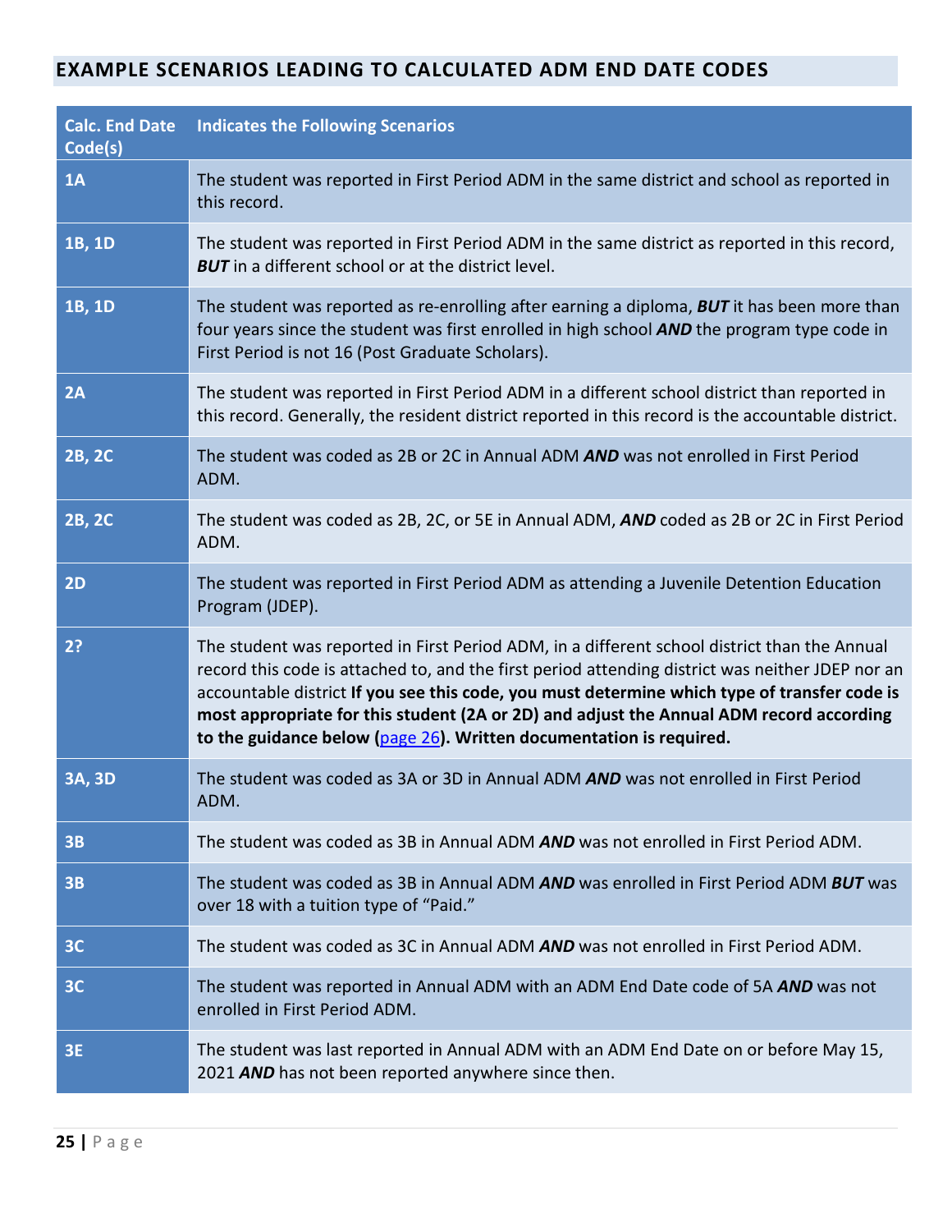## EXAMPLE SCENARIOS LEADING TO CALCULATED ADM END DATE CODES

| Calc. End Date Code(s) | Indicates the Following Scenarios |
|---|---|
| 1A | The student was reported in First Period ADM in the same district and school as reported in this record. |
| 1B, 1D | The student was reported in First Period ADM in the same district as reported in this record, ***BUT*** in a different school or at the district level. |
| 1B, 1D | The student was reported as re-enrolling after earning a diploma, ***BUT*** it has been more than four years since the student was first enrolled in high school ***AND*** the program type code in First Period is not 16 (Post Graduate Scholars). |
| 2A | The student was reported in First Period ADM in a different school district than reported in this record. Generally, the resident district reported in this record is the accountable district. |
| 2B, 2C | The student was coded as 2B or 2C in Annual ADM ***AND*** was not enrolled in First Period ADM. |
| 2B, 2C | The student was coded as 2B, 2C, or 5E in Annual ADM, ***AND*** coded as 2B or 2C in First Period ADM. |
| 2D | The student was reported in First Period ADM as attending a Juvenile Detention Education Program (JDEP). |
| 2? | The student was reported in First Period ADM, in a different school district than the Annual record this code is attached to, and the first period attending district was neither JDEP nor an accountable district **If you see this code, you must determine which type of transfer code is most appropriate for this student (2A or 2D) and adjust the Annual ADM record according to the guidance below (page 26). Written documentation is required.** |
| 3A, 3D | The student was coded as 3A or 3D in Annual ADM ***AND*** was not enrolled in First Period ADM. |
| 3B | The student was coded as 3B in Annual ADM ***AND*** was not enrolled in First Period ADM. |
| 3B | The student was coded as 3B in Annual ADM ***AND*** was enrolled in First Period ADM ***BUT*** was over 18 with a tuition type of "Paid." |
| 3C | The student was coded as 3C in Annual ADM ***AND*** was not enrolled in First Period ADM. |
| 3C | The student was reported in Annual ADM with an ADM End Date code of 5A ***AND*** was not enrolled in First Period ADM. |
| 3E | The student was last reported in Annual ADM with an ADM End Date on or before May 15, 2021 ***AND*** has not been reported anywhere since then. |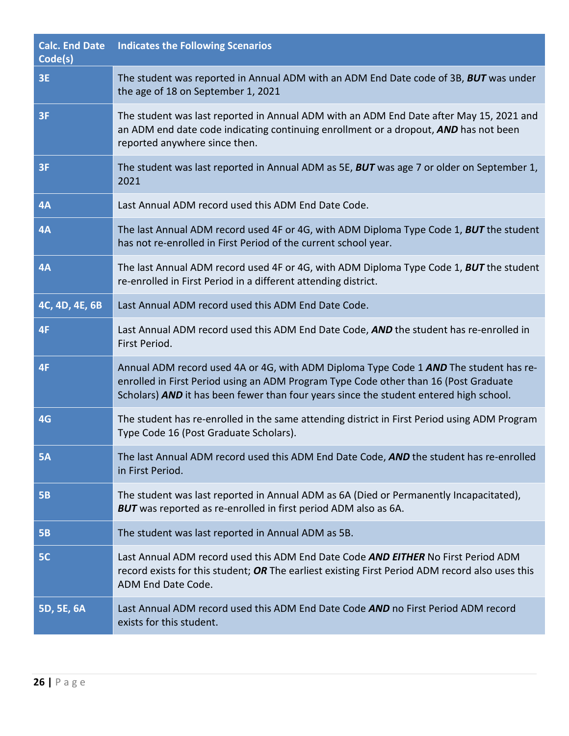| Calc. End Date Code(s) | Indicates the Following Scenarios |
|---|---|
| 3E | The student was reported in Annual ADM with an ADM End Date code of 3B, ***BUT*** was under the age of 18 on September 1, 2021 |
| 3F | The student was last reported in Annual ADM with an ADM End Date after May 15, 2021 and an ADM end date code indicating continuing enrollment or a dropout, ***AND*** has not been reported anywhere since then. |
| 3F | The student was last reported in Annual ADM as 5E, ***BUT*** was age 7 or older on September 1, 2021 |
| 4A | Last Annual ADM record used this ADM End Date Code. |
| 4A | The last Annual ADM record used 4F or 4G, with ADM Diploma Type Code 1, ***BUT*** the student has not re-enrolled in First Period of the current school year. |
| 4A | The last Annual ADM record used 4F or 4G, with ADM Diploma Type Code 1, ***BUT*** the student re-enrolled in First Period in a different attending district. |
| 4C, 4D, 4E, 6B | Last Annual ADM record used this ADM End Date Code. |
| 4F | Last Annual ADM record used this ADM End Date Code, ***AND*** the student has re-enrolled in First Period. |
| 4F | Annual ADM record used 4A or 4G, with ADM Diploma Type Code 1 ***AND*** The student has re-enrolled in First Period using an ADM Program Type Code other than 16 (Post Graduate Scholars) ***AND*** it has been fewer than four years since the student entered high school. |
| 4G | The student has re-enrolled in the same attending district in First Period using ADM Program Type Code 16 (Post Graduate Scholars). |
| 5A | The last Annual ADM record used this ADM End Date Code, ***AND*** the student has re-enrolled in First Period. |
| 5B | The student was last reported in Annual ADM as 6A (Died or Permanently Incapacitated), ***BUT*** was reported as re-enrolled in first period ADM also as 6A. |
| 5B | The student was last reported in Annual ADM as 5B. |
| 5C | Last Annual ADM record used this ADM End Date Code ***AND EITHER*** No First Period ADM record exists for this student; ***OR*** The earliest existing First Period ADM record also uses this ADM End Date Code. |
| 5D, 5E, 6A | Last Annual ADM record used this ADM End Date Code ***AND*** no First Period ADM record exists for this student. |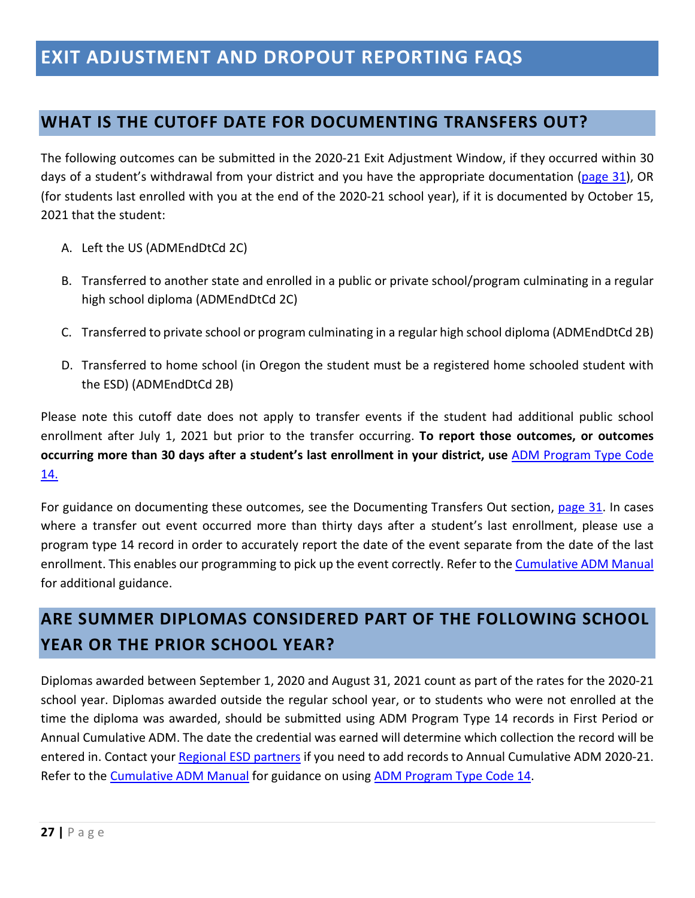# EXIT ADJUSTMENT AND DROPOUT REPORTING FAQS

## WHAT IS THE CUTOFF DATE FOR DOCUMENTING TRANSFERS OUT?

The following outcomes can be submitted in the 2020-21 Exit Adjustment Window, if they occurred within 30 days of a student's withdrawal from your district and you have the appropriate documentation (page 31), OR (for students last enrolled with you at the end of the 2020-21 school year), if it is documented by October 15, 2021 that the student:

A. Left the US (ADMEndDtCd 2C)

B. Transferred to another state and enrolled in a public or private school/program culminating in a regular high school diploma (ADMEndDtCd 2C)

C. Transferred to private school or program culminating in a regular high school diploma (ADMEndDtCd 2B)

D. Transferred to home school (in Oregon the student must be a registered home schooled student with the ESD) (ADMEndDtCd 2B)

Please note this cutoff date does not apply to transfer events if the student had additional public school enrollment after July 1, 2021 but prior to the transfer occurring. **To report those outcomes, or outcomes occurring more than 30 days after a student's last enrollment in your district, use** ADM Program Type Code 14.

For guidance on documenting these outcomes, see the Documenting Transfers Out section, page 31. In cases where a transfer out event occurred more than thirty days after a student's last enrollment, please use a program type 14 record in order to accurately report the date of the event separate from the date of the last enrollment. This enables our programming to pick up the event correctly. Refer to the Cumulative ADM Manual for additional guidance.

## ARE SUMMER DIPLOMAS CONSIDERED PART OF THE FOLLOWING SCHOOL YEAR OR THE PRIOR SCHOOL YEAR?

Diplomas awarded between September 1, 2020 and August 31, 2021 count as part of the rates for the 2020-21 school year. Diplomas awarded outside the regular school year, or to students who were not enrolled at the time the diploma was awarded, should be submitted using ADM Program Type 14 records in First Period or Annual Cumulative ADM. The date the credential was earned will determine which collection the record will be entered in. Contact your Regional ESD partners if you need to add records to Annual Cumulative ADM 2020-21. Refer to the Cumulative ADM Manual for guidance on using ADM Program Type Code 14.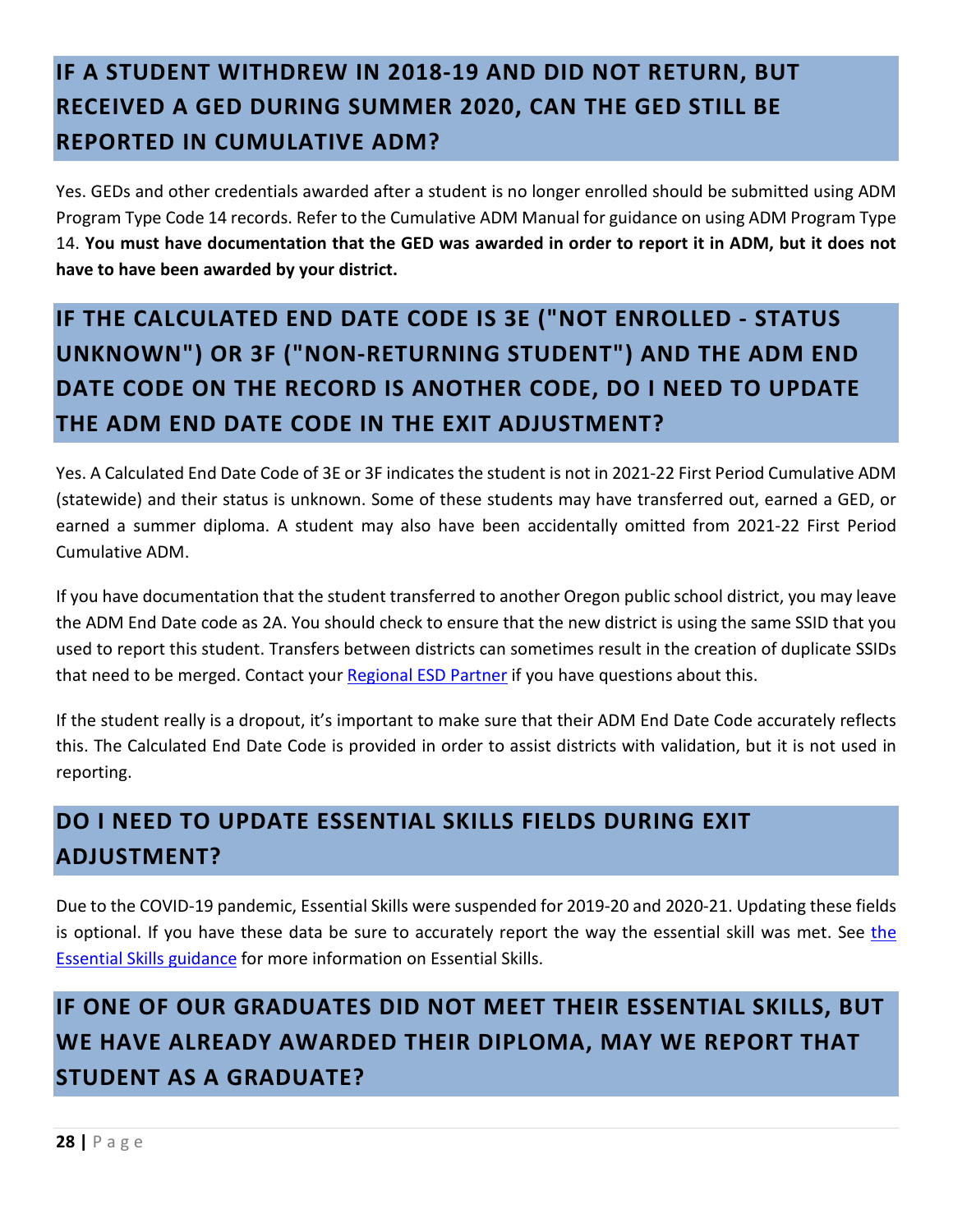## IF A STUDENT WITHDREW IN 2018-19 AND DID NOT RETURN, BUT RECEIVED A GED DURING SUMMER 2020, CAN THE GED STILL BE REPORTED IN CUMULATIVE ADM?

Yes. GEDs and other credentials awarded after a student is no longer enrolled should be submitted using ADM Program Type Code 14 records. Refer to the Cumulative ADM Manual for guidance on using ADM Program Type 14. **You must have documentation that the GED was awarded in order to report it in ADM, but it does not have to have been awarded by your district.**

## IF THE CALCULATED END DATE CODE IS 3E ("NOT ENROLLED - STATUS UNKNOWN") OR 3F ("NON-RETURNING STUDENT") AND THE ADM END DATE CODE ON THE RECORD IS ANOTHER CODE, DO I NEED TO UPDATE THE ADM END DATE CODE IN THE EXIT ADJUSTMENT?

Yes. A Calculated End Date Code of 3E or 3F indicates the student is not in 2021-22 First Period Cumulative ADM (statewide) and their status is unknown. Some of these students may have transferred out, earned a GED, or earned a summer diploma. A student may also have been accidentally omitted from 2021-22 First Period Cumulative ADM.

If you have documentation that the student transferred to another Oregon public school district, you may leave the ADM End Date code as 2A. You should check to ensure that the new district is using the same SSID that you used to report this student. Transfers between districts can sometimes result in the creation of duplicate SSIDs that need to be merged. Contact your [Regional ESD Partner] if you have questions about this.

If the student really is a dropout, it's important to make sure that their ADM End Date Code accurately reflects this. The Calculated End Date Code is provided in order to assist districts with validation, but it is not used in reporting.

## DO I NEED TO UPDATE ESSENTIAL SKILLS FIELDS DURING EXIT ADJUSTMENT?

Due to the COVID-19 pandemic, Essential Skills were suspended for 2019-20 and 2020-21. Updating these fields is optional. If you have these data be sure to accurately report the way the essential skill was met. See [the Essential Skills guidance] for more information on Essential Skills.

## IF ONE OF OUR GRADUATES DID NOT MEET THEIR ESSENTIAL SKILLS, BUT WE HAVE ALREADY AWARDED THEIR DIPLOMA, MAY WE REPORT THAT STUDENT AS A GRADUATE?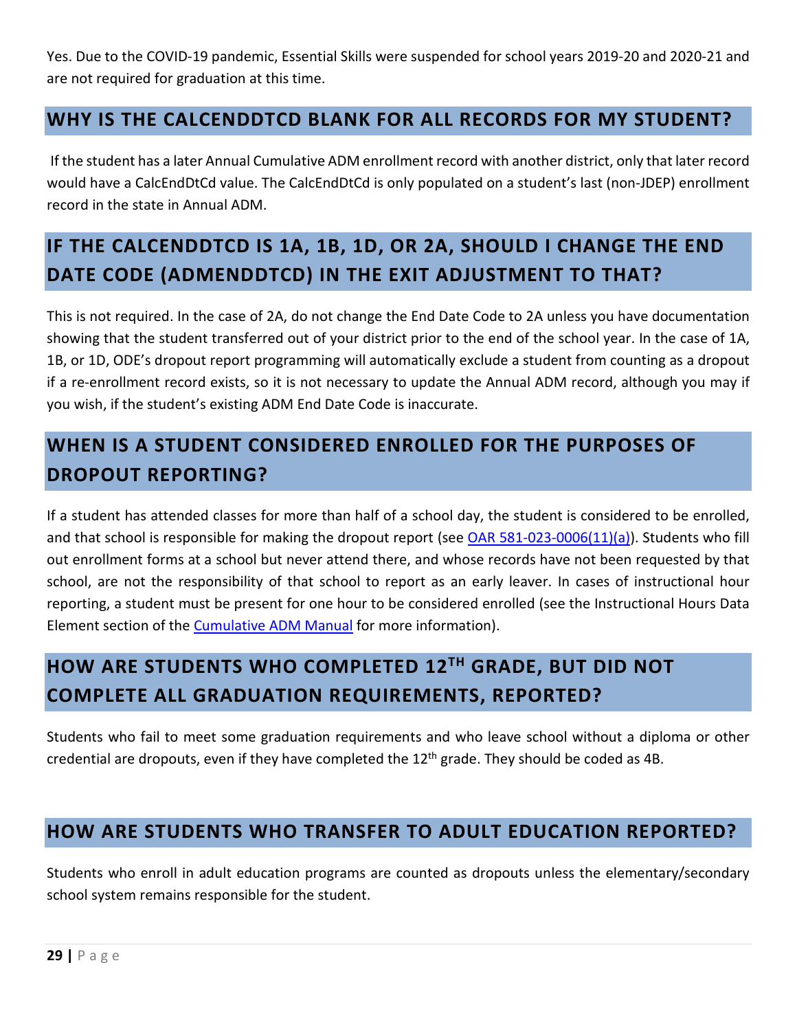Yes. Due to the COVID-19 pandemic, Essential Skills were suspended for school years 2019-20 and 2020-21 and are not required for graduation at this time.

## WHY IS THE CALCENDDTCD BLANK FOR ALL RECORDS FOR MY STUDENT?

If the student has a later Annual Cumulative ADM enrollment record with another district, only that later record would have a CalcEndDtCd value. The CalcEndDtCd is only populated on a student's last (non-JDEP) enrollment record in the state in Annual ADM.

## IF THE CALCENDDTCD IS 1A, 1B, 1D, OR 2A, SHOULD I CHANGE THE END DATE CODE (ADMENDDTCD) IN THE EXIT ADJUSTMENT TO THAT?

This is not required. In the case of 2A, do not change the End Date Code to 2A unless you have documentation showing that the student transferred out of your district prior to the end of the school year. In the case of 1A, 1B, or 1D, ODE's dropout report programming will automatically exclude a student from counting as a dropout if a re-enrollment record exists, so it is not necessary to update the Annual ADM record, although you may if you wish, if the student's existing ADM End Date Code is inaccurate.

## WHEN IS A STUDENT CONSIDERED ENROLLED FOR THE PURPOSES OF DROPOUT REPORTING?

If a student has attended classes for more than half of a school day, the student is considered to be enrolled, and that school is responsible for making the dropout report (see OAR 581-023-0006(11)(a)). Students who fill out enrollment forms at a school but never attend there, and whose records have not been requested by that school, are not the responsibility of that school to report as an early leaver. In cases of instructional hour reporting, a student must be present for one hour to be considered enrolled (see the Instructional Hours Data Element section of the Cumulative ADM Manual for more information).

## HOW ARE STUDENTS WHO COMPLETED 12TH GRADE, BUT DID NOT COMPLETE ALL GRADUATION REQUIREMENTS, REPORTED?

Students who fail to meet some graduation requirements and who leave school without a diploma or other credential are dropouts, even if they have completed the 12th grade. They should be coded as 4B.

## HOW ARE STUDENTS WHO TRANSFER TO ADULT EDUCATION REPORTED?

Students who enroll in adult education programs are counted as dropouts unless the elementary/secondary school system remains responsible for the student.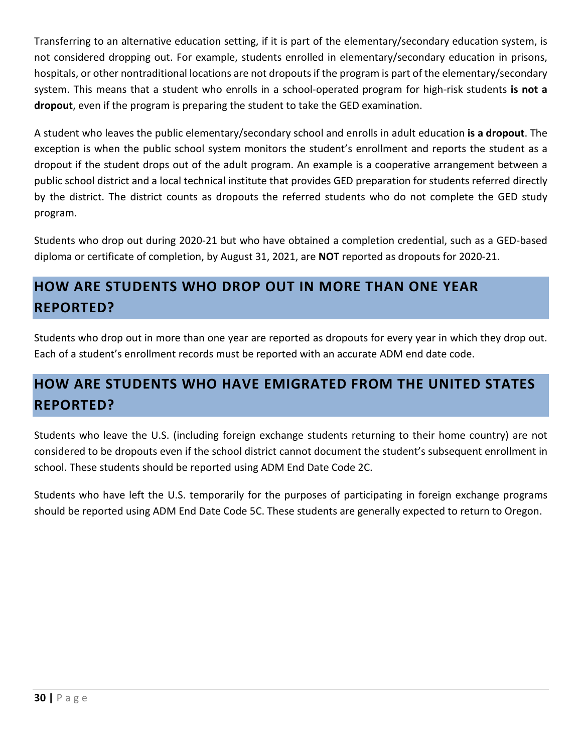Transferring to an alternative education setting, if it is part of the elementary/secondary education system, is not considered dropping out. For example, students enrolled in elementary/secondary education in prisons, hospitals, or other nontraditional locations are not dropouts if the program is part of the elementary/secondary system. This means that a student who enrolls in a school-operated program for high-risk students **is not a dropout**, even if the program is preparing the student to take the GED examination.

A student who leaves the public elementary/secondary school and enrolls in adult education **is a dropout**. The exception is when the public school system monitors the student's enrollment and reports the student as a dropout if the student drops out of the adult program. An example is a cooperative arrangement between a public school district and a local technical institute that provides GED preparation for students referred directly by the district. The district counts as dropouts the referred students who do not complete the GED study program.

Students who drop out during 2020-21 but who have obtained a completion credential, such as a GED-based diploma or certificate of completion, by August 31, 2021, are **NOT** reported as dropouts for 2020-21.

## HOW ARE STUDENTS WHO DROP OUT IN MORE THAN ONE YEAR REPORTED?

Students who drop out in more than one year are reported as dropouts for every year in which they drop out. Each of a student's enrollment records must be reported with an accurate ADM end date code.

## HOW ARE STUDENTS WHO HAVE EMIGRATED FROM THE UNITED STATES REPORTED?

Students who leave the U.S. (including foreign exchange students returning to their home country) are not considered to be dropouts even if the school district cannot document the student's subsequent enrollment in school. These students should be reported using ADM End Date Code 2C.

Students who have left the U.S. temporarily for the purposes of participating in foreign exchange programs should be reported using ADM End Date Code 5C. These students are generally expected to return to Oregon.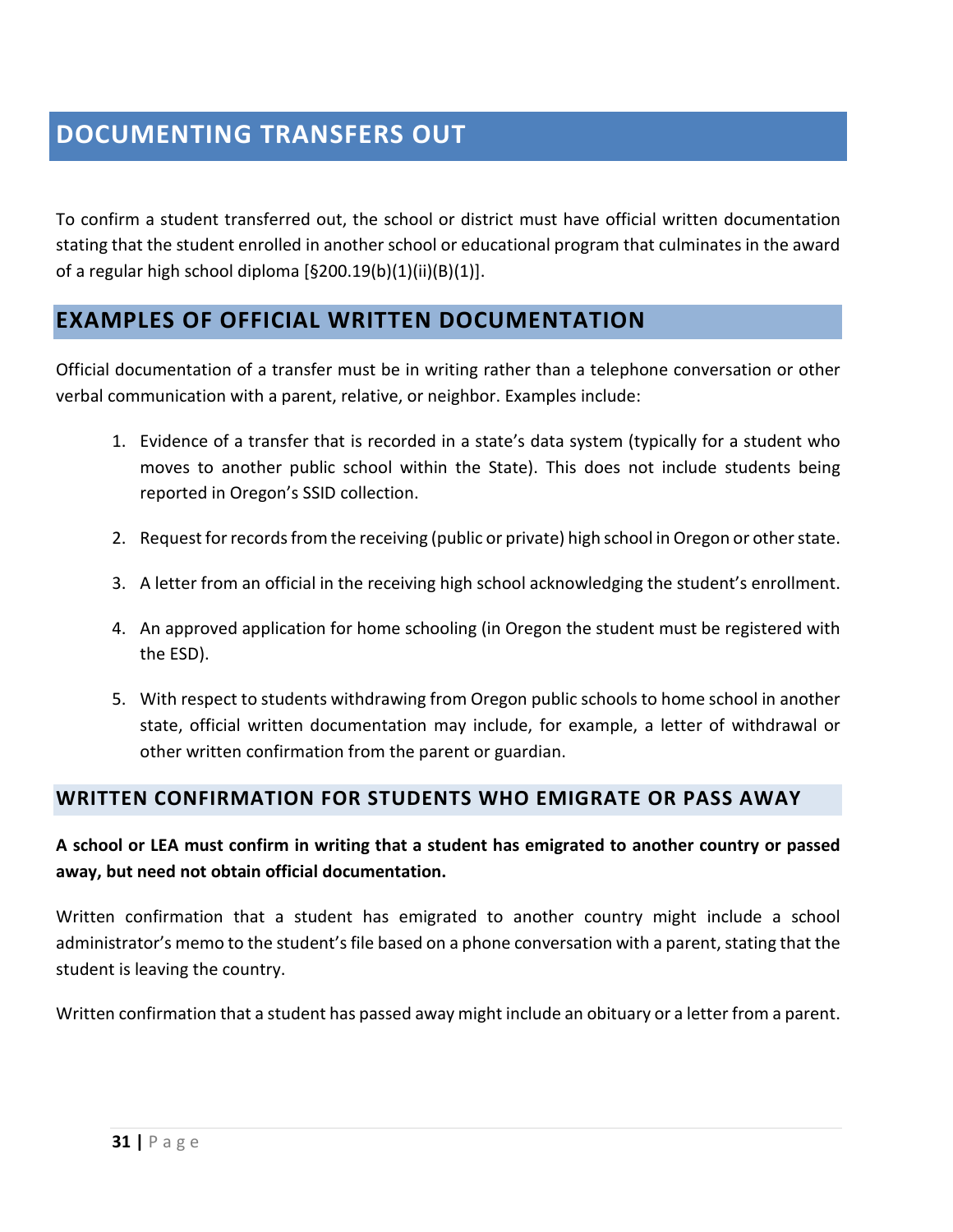# DOCUMENTING TRANSFERS OUT

To confirm a student transferred out, the school or district must have official written documentation stating that the student enrolled in another school or educational program that culminates in the award of a regular high school diploma [§200.19(b)(1)(ii)(B)(1)].

## EXAMPLES OF OFFICIAL WRITTEN DOCUMENTATION

Official documentation of a transfer must be in writing rather than a telephone conversation or other verbal communication with a parent, relative, or neighbor. Examples include:

1. Evidence of a transfer that is recorded in a state's data system (typically for a student who moves to another public school within the State). This does not include students being reported in Oregon's SSID collection.

2. Request for records from the receiving (public or private) high school in Oregon or other state.

3. A letter from an official in the receiving high school acknowledging the student's enrollment.

4. An approved application for home schooling (in Oregon the student must be registered with the ESD).

5. With respect to students withdrawing from Oregon public schools to home school in another state, official written documentation may include, for example, a letter of withdrawal or other written confirmation from the parent or guardian.

### WRITTEN CONFIRMATION FOR STUDENTS WHO EMIGRATE OR PASS AWAY

**A school or LEA must confirm in writing that a student has emigrated to another country or passed away, but need not obtain official documentation.**

Written confirmation that a student has emigrated to another country might include a school administrator's memo to the student's file based on a phone conversation with a parent, stating that the student is leaving the country.

Written confirmation that a student has passed away might include an obituary or a letter from a parent.